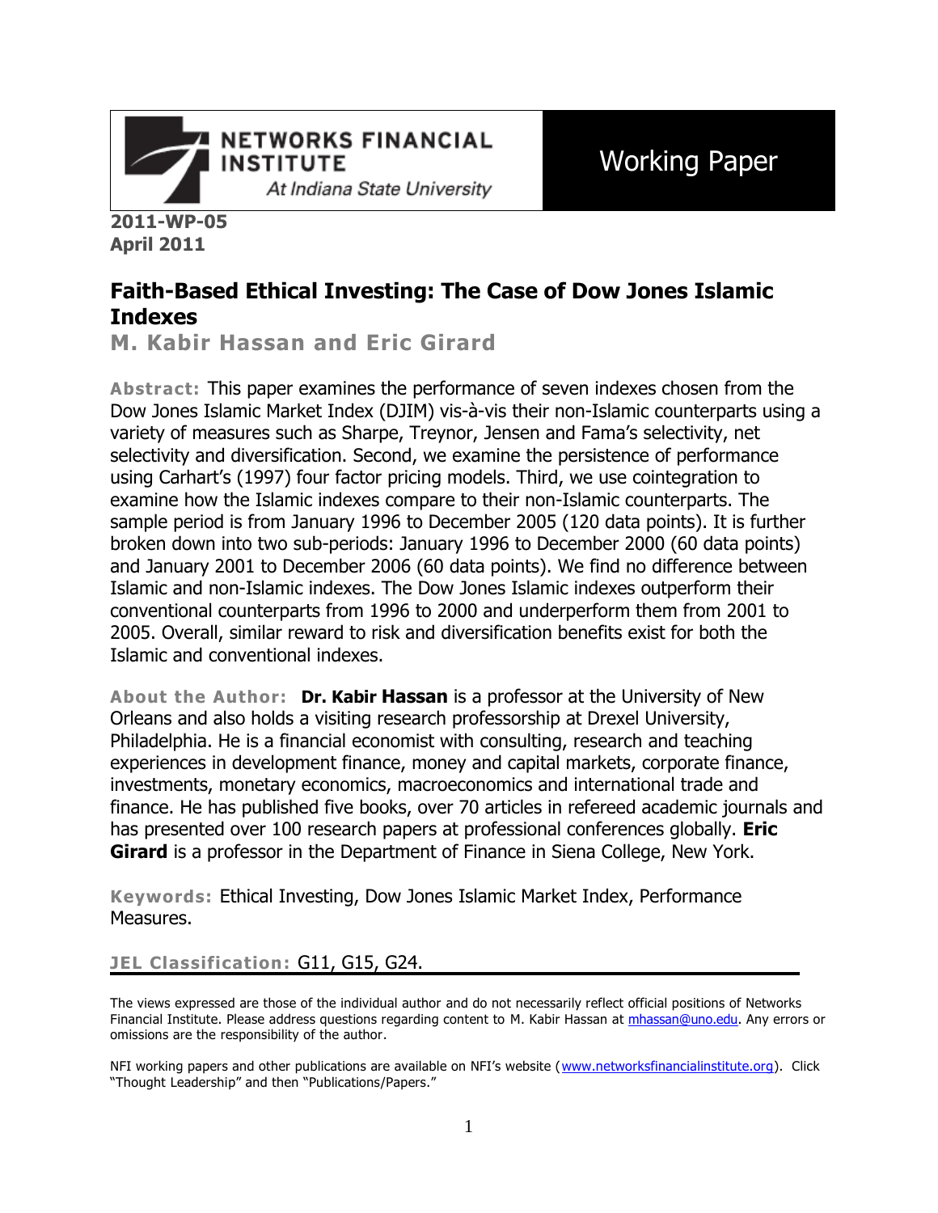NETWORKS FINANCIAL INSTITUTE

*At Indiana State University*

Working Paper

**2011-WP-05**
**April 2011**

# Faith-Based Ethical Investing: The Case of Dow Jones Islamic Indexes

**M. Kabir Hassan and Eric Girard**

**Abstract:** This paper examines the performance of seven indexes chosen from the Dow Jones Islamic Market Index (DJIM) vis-à-vis their non-Islamic counterparts using a variety of measures such as Sharpe, Treynor, Jensen and Fama's selectivity, net selectivity and diversification. Second, we examine the persistence of performance using Carhart's (1997) four factor pricing models. Third, we use cointegration to examine how the Islamic indexes compare to their non-Islamic counterparts. The sample period is from January 1996 to December 2005 (120 data points). It is further broken down into two sub-periods: January 1996 to December 2000 (60 data points) and January 2001 to December 2006 (60 data points). We find no difference between Islamic and non-Islamic indexes. The Dow Jones Islamic indexes outperform their conventional counterparts from 1996 to 2000 and underperform them from 2001 to 2005. Overall, similar reward to risk and diversification benefits exist for both the Islamic and conventional indexes.

**About the Author:** **Dr. Kabir Hassan** is a professor at the University of New Orleans and also holds a visiting research professorship at Drexel University, Philadelphia. He is a financial economist with consulting, research and teaching experiences in development finance, money and capital markets, corporate finance, investments, monetary economics, macroeconomics and international trade and finance. He has published five books, over 70 articles in refereed academic journals and has presented over 100 research papers at professional conferences globally. **Eric Girard** is a professor in the Department of Finance in Siena College, New York.

**Keywords:** Ethical Investing, Dow Jones Islamic Market Index, Performance Measures.

**JEL Classification:** G11, G15, G24.

---

The views expressed are those of the individual author and do not necessarily reflect official positions of Networks Financial Institute. Please address questions regarding content to M. Kabir Hassan at mhassan@uno.edu. Any errors or omissions are the responsibility of the author.

NFI working papers and other publications are available on NFI's website (www.networksfinancialinstitute.org). Click "Thought Leadership" and then "Publications/Papers."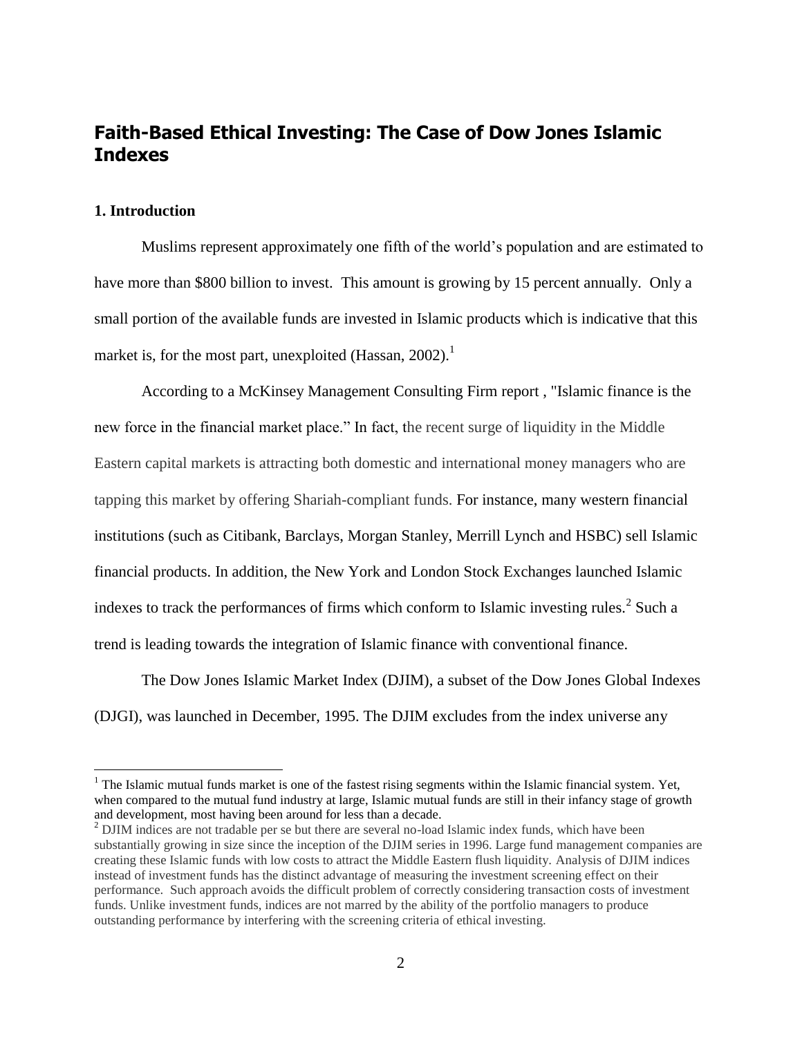# Faith-Based Ethical Investing: The Case of Dow Jones Islamic Indexes

## 1. Introduction

Muslims represent approximately one fifth of the world's population and are estimated to have more than $800 billion to invest. This amount is growing by 15 percent annually. Only a small portion of the available funds are invested in Islamic products which is indicative that this market is, for the most part, unexploited (Hassan, 2002).[1]

According to a McKinsey Management Consulting Firm report , "Islamic finance is the new force in the financial market place." In fact, the recent surge of liquidity in the Middle Eastern capital markets is attracting both domestic and international money managers who are tapping this market by offering Shariah-compliant funds. For instance, many western financial institutions (such as Citibank, Barclays, Morgan Stanley, Merrill Lynch and HSBC) sell Islamic financial products. In addition, the New York and London Stock Exchanges launched Islamic indexes to track the performances of firms which conform to Islamic investing rules.[2] Such a trend is leading towards the integration of Islamic finance with conventional finance.

The Dow Jones Islamic Market Index (DJIM), a subset of the Dow Jones Global Indexes (DJGI), was launched in December, 1995. The DJIM excludes from the index universe any

---

[1] The Islamic mutual funds market is one of the fastest rising segments within the Islamic financial system. Yet, when compared to the mutual fund industry at large, Islamic mutual funds are still in their infancy stage of growth and development, most having been around for less than a decade.

[2] DJIM indices are not tradable per se but there are several no-load Islamic index funds, which have been substantially growing in size since the inception of the DJIM series in 1996. Large fund management companies are creating these Islamic funds with low costs to attract the Middle Eastern flush liquidity. Analysis of DJIM indices instead of investment funds has the distinct advantage of measuring the investment screening effect on their performance. Such approach avoids the difficult problem of correctly considering transaction costs of investment funds. Unlike investment funds, indices are not marred by the ability of the portfolio managers to produce outstanding performance by interfering with the screening criteria of ethical investing.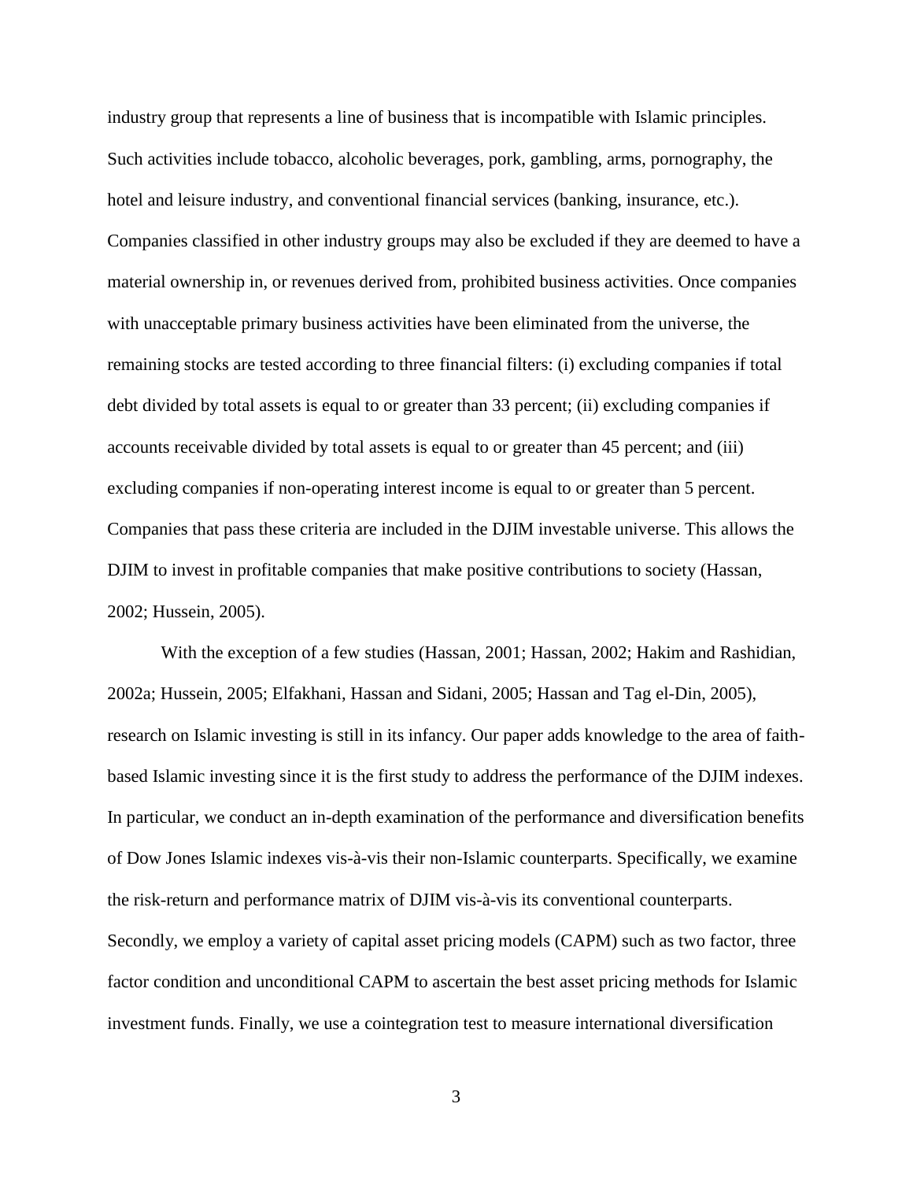industry group that represents a line of business that is incompatible with Islamic principles. Such activities include tobacco, alcoholic beverages, pork, gambling, arms, pornography, the hotel and leisure industry, and conventional financial services (banking, insurance, etc.). Companies classified in other industry groups may also be excluded if they are deemed to have a material ownership in, or revenues derived from, prohibited business activities. Once companies with unacceptable primary business activities have been eliminated from the universe, the remaining stocks are tested according to three financial filters: (i) excluding companies if total debt divided by total assets is equal to or greater than 33 percent; (ii) excluding companies if accounts receivable divided by total assets is equal to or greater than 45 percent; and (iii) excluding companies if non-operating interest income is equal to or greater than 5 percent. Companies that pass these criteria are included in the DJIM investable universe. This allows the DJIM to invest in profitable companies that make positive contributions to society (Hassan, 2002; Hussein, 2005).

With the exception of a few studies (Hassan, 2001; Hassan, 2002; Hakim and Rashidian, 2002a; Hussein, 2005; Elfakhani, Hassan and Sidani, 2005; Hassan and Tag el-Din, 2005), research on Islamic investing is still in its infancy. Our paper adds knowledge to the area of faith-based Islamic investing since it is the first study to address the performance of the DJIM indexes. In particular, we conduct an in-depth examination of the performance and diversification benefits of Dow Jones Islamic indexes vis-à-vis their non-Islamic counterparts. Specifically, we examine the risk-return and performance matrix of DJIM vis-à-vis its conventional counterparts. Secondly, we employ a variety of capital asset pricing models (CAPM) such as two factor, three factor condition and unconditional CAPM to ascertain the best asset pricing methods for Islamic investment funds. Finally, we use a cointegration test to measure international diversification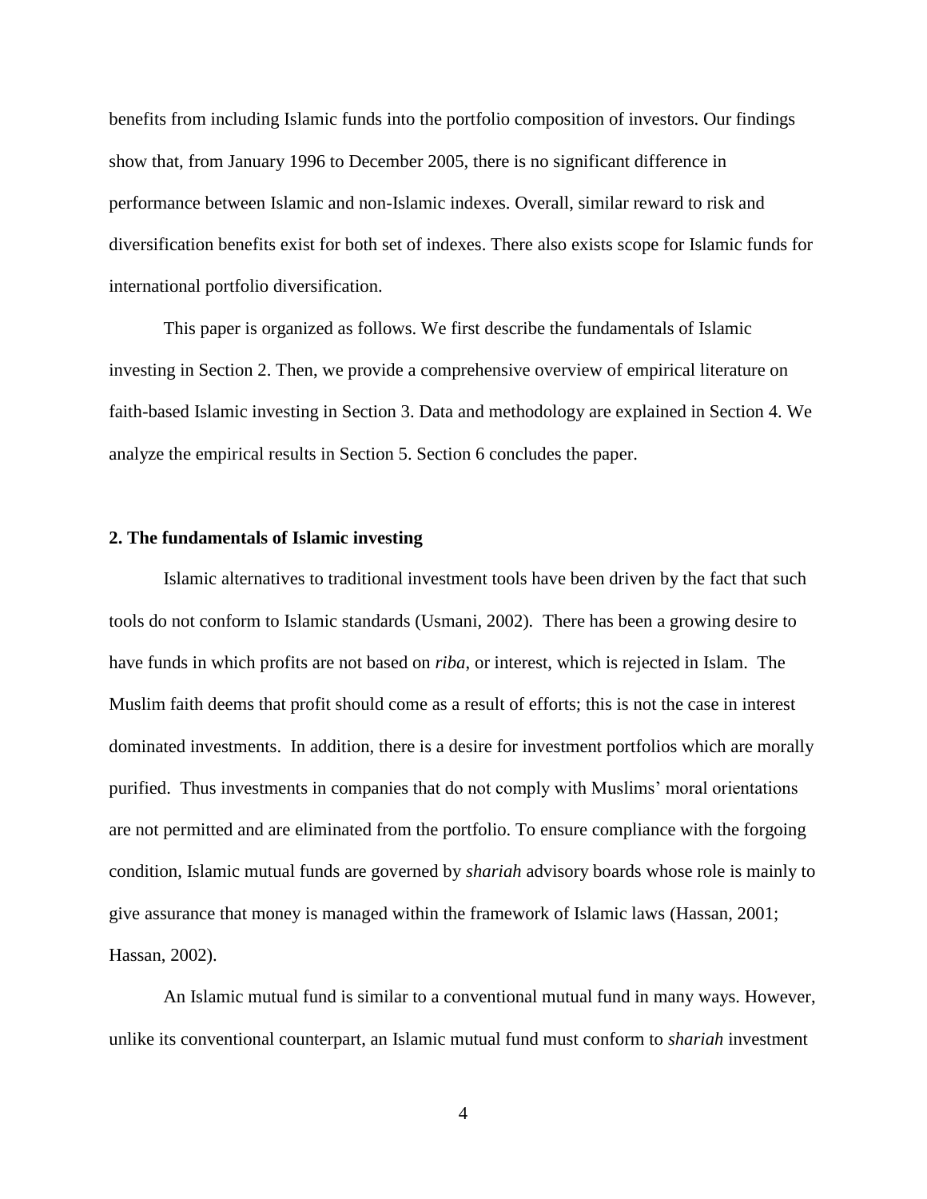benefits from including Islamic funds into the portfolio composition of investors. Our findings show that, from January 1996 to December 2005, there is no significant difference in performance between Islamic and non-Islamic indexes. Overall, similar reward to risk and diversification benefits exist for both set of indexes. There also exists scope for Islamic funds for international portfolio diversification.

This paper is organized as follows. We first describe the fundamentals of Islamic investing in Section 2. Then, we provide a comprehensive overview of empirical literature on faith-based Islamic investing in Section 3. Data and methodology are explained in Section 4. We analyze the empirical results in Section 5. Section 6 concludes the paper.

## 2. The fundamentals of Islamic investing

Islamic alternatives to traditional investment tools have been driven by the fact that such tools do not conform to Islamic standards (Usmani, 2002). There has been a growing desire to have funds in which profits are not based on *riba*, or interest, which is rejected in Islam. The Muslim faith deems that profit should come as a result of efforts; this is not the case in interest dominated investments. In addition, there is a desire for investment portfolios which are morally purified. Thus investments in companies that do not comply with Muslims' moral orientations are not permitted and are eliminated from the portfolio. To ensure compliance with the forgoing condition, Islamic mutual funds are governed by *shariah* advisory boards whose role is mainly to give assurance that money is managed within the framework of Islamic laws (Hassan, 2001; Hassan, 2002).

An Islamic mutual fund is similar to a conventional mutual fund in many ways. However, unlike its conventional counterpart, an Islamic mutual fund must conform to *shariah* investment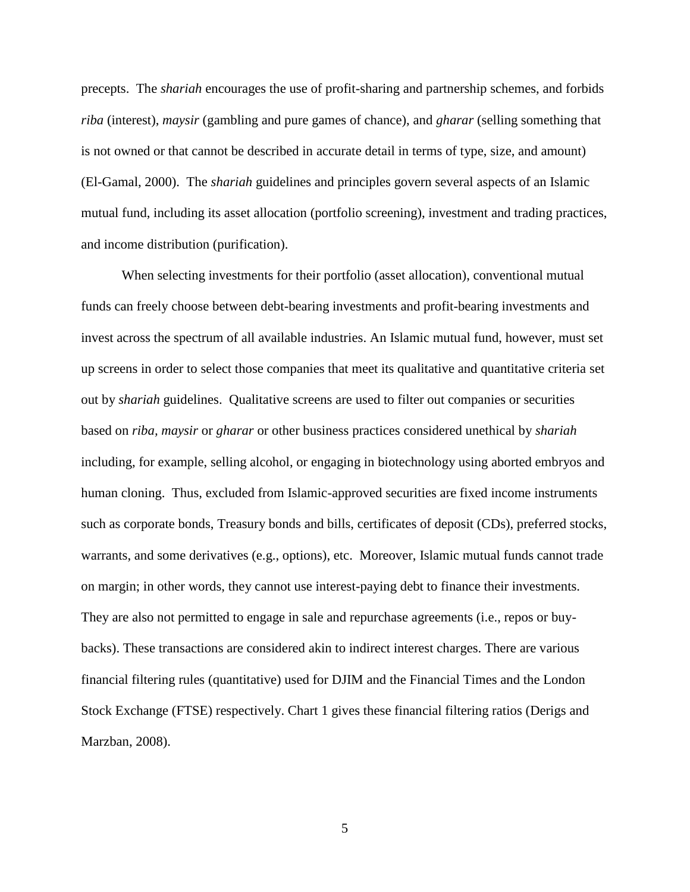precepts. The *shariah* encourages the use of profit-sharing and partnership schemes, and forbids *riba* (interest), *maysir* (gambling and pure games of chance), and *gharar* (selling something that is not owned or that cannot be described in accurate detail in terms of type, size, and amount) (El-Gamal, 2000). The *shariah* guidelines and principles govern several aspects of an Islamic mutual fund, including its asset allocation (portfolio screening), investment and trading practices, and income distribution (purification).

When selecting investments for their portfolio (asset allocation), conventional mutual funds can freely choose between debt-bearing investments and profit-bearing investments and invest across the spectrum of all available industries. An Islamic mutual fund, however, must set up screens in order to select those companies that meet its qualitative and quantitative criteria set out by *shariah* guidelines. Qualitative screens are used to filter out companies or securities based on *riba, maysir* or *gharar* or other business practices considered unethical by *shariah* including, for example, selling alcohol, or engaging in biotechnology using aborted embryos and human cloning. Thus, excluded from Islamic-approved securities are fixed income instruments such as corporate bonds, Treasury bonds and bills, certificates of deposit (CDs), preferred stocks, warrants, and some derivatives (e.g., options), etc. Moreover, Islamic mutual funds cannot trade on margin; in other words, they cannot use interest-paying debt to finance their investments. They are also not permitted to engage in sale and repurchase agreements (i.e., repos or buy-backs). These transactions are considered akin to indirect interest charges. There are various financial filtering rules (quantitative) used for DJIM and the Financial Times and the London Stock Exchange (FTSE) respectively. Chart 1 gives these financial filtering ratios (Derigs and Marzban, 2008).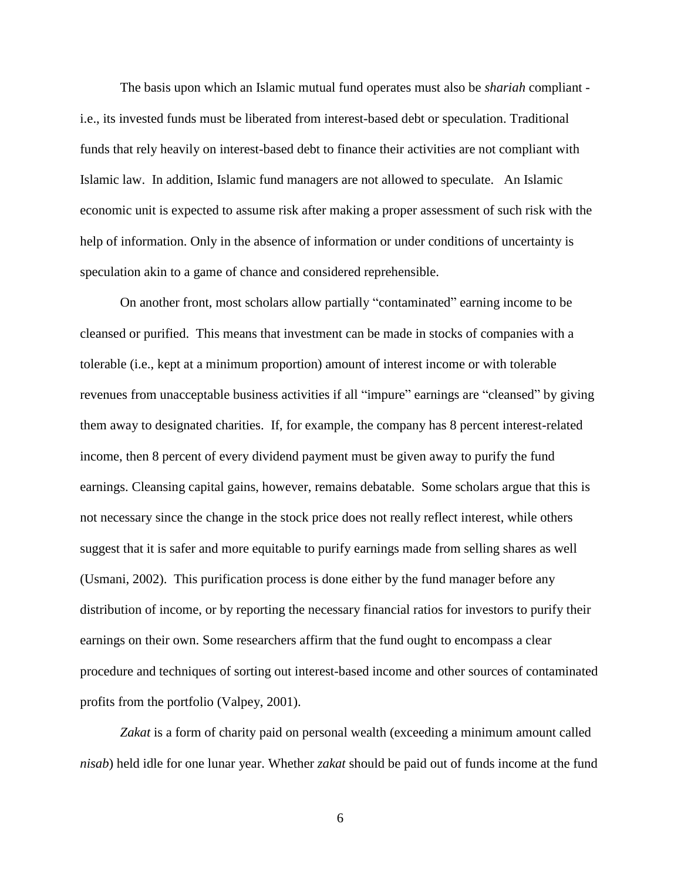The basis upon which an Islamic mutual fund operates must also be *shariah* compliant - i.e., its invested funds must be liberated from interest-based debt or speculation. Traditional funds that rely heavily on interest-based debt to finance their activities are not compliant with Islamic law. In addition, Islamic fund managers are not allowed to speculate. An Islamic economic unit is expected to assume risk after making a proper assessment of such risk with the help of information. Only in the absence of information or under conditions of uncertainty is speculation akin to a game of chance and considered reprehensible.

On another front, most scholars allow partially "contaminated" earning income to be cleansed or purified. This means that investment can be made in stocks of companies with a tolerable (i.e., kept at a minimum proportion) amount of interest income or with tolerable revenues from unacceptable business activities if all "impure" earnings are "cleansed" by giving them away to designated charities. If, for example, the company has 8 percent interest-related income, then 8 percent of every dividend payment must be given away to purify the fund earnings. Cleansing capital gains, however, remains debatable. Some scholars argue that this is not necessary since the change in the stock price does not really reflect interest, while others suggest that it is safer and more equitable to purify earnings made from selling shares as well (Usmani, 2002). This purification process is done either by the fund manager before any distribution of income, or by reporting the necessary financial ratios for investors to purify their earnings on their own. Some researchers affirm that the fund ought to encompass a clear procedure and techniques of sorting out interest-based income and other sources of contaminated profits from the portfolio (Valpey, 2001).

*Zakat* is a form of charity paid on personal wealth (exceeding a minimum amount called *nisab*) held idle for one lunar year. Whether *zakat* should be paid out of funds income at the fund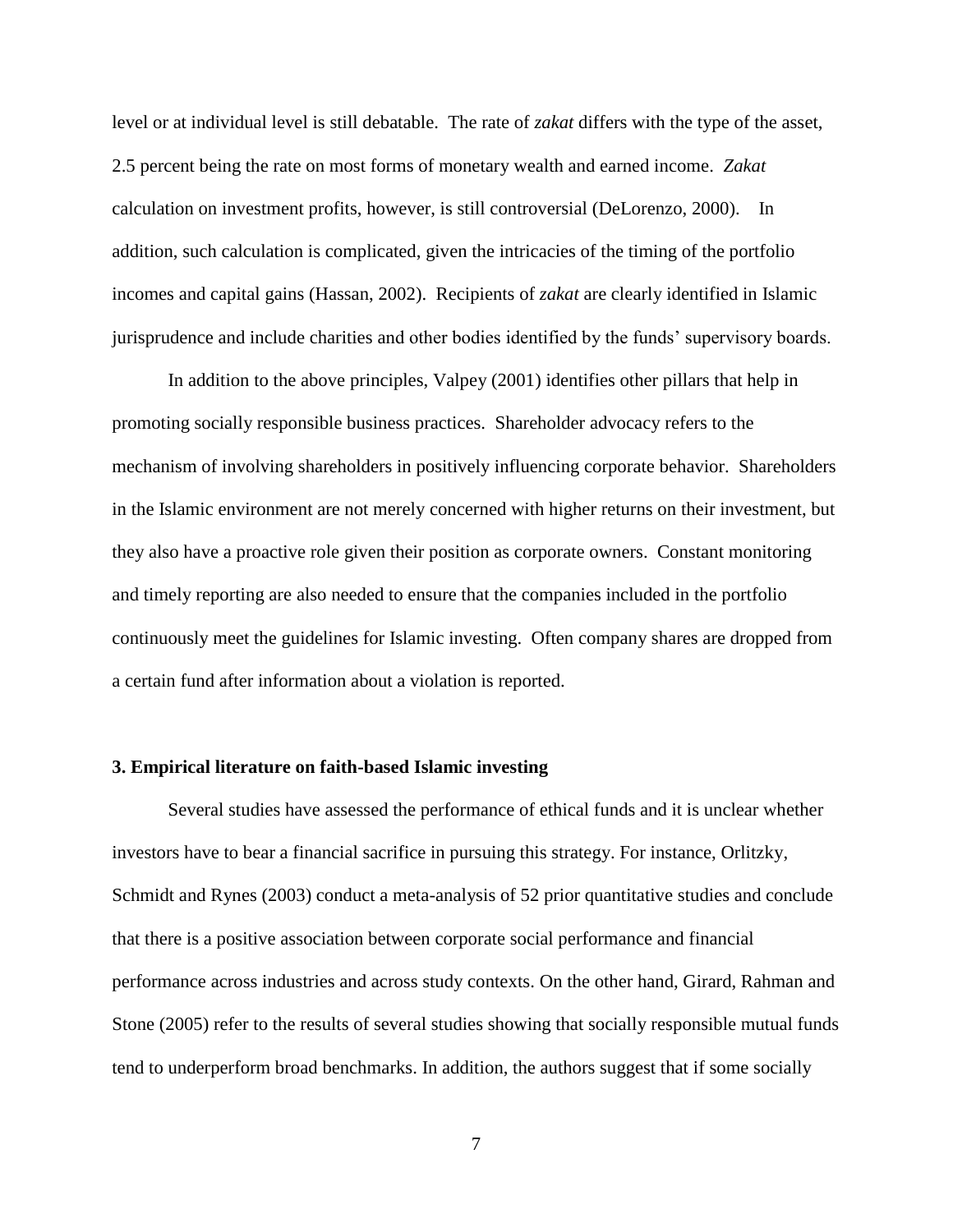level or at individual level is still debatable. The rate of *zakat* differs with the type of the asset, 2.5 percent being the rate on most forms of monetary wealth and earned income. *Zakat* calculation on investment profits, however, is still controversial (DeLorenzo, 2000). In addition, such calculation is complicated, given the intricacies of the timing of the portfolio incomes and capital gains (Hassan, 2002). Recipients of *zakat* are clearly identified in Islamic jurisprudence and include charities and other bodies identified by the funds' supervisory boards.

In addition to the above principles, Valpey (2001) identifies other pillars that help in promoting socially responsible business practices. Shareholder advocacy refers to the mechanism of involving shareholders in positively influencing corporate behavior. Shareholders in the Islamic environment are not merely concerned with higher returns on their investment, but they also have a proactive role given their position as corporate owners. Constant monitoring and timely reporting are also needed to ensure that the companies included in the portfolio continuously meet the guidelines for Islamic investing. Often company shares are dropped from a certain fund after information about a violation is reported.

## 3. Empirical literature on faith-based Islamic investing

Several studies have assessed the performance of ethical funds and it is unclear whether investors have to bear a financial sacrifice in pursuing this strategy. For instance, Orlitzky, Schmidt and Rynes (2003) conduct a meta-analysis of 52 prior quantitative studies and conclude that there is a positive association between corporate social performance and financial performance across industries and across study contexts. On the other hand, Girard, Rahman and Stone (2005) refer to the results of several studies showing that socially responsible mutual funds tend to underperform broad benchmarks. In addition, the authors suggest that if some socially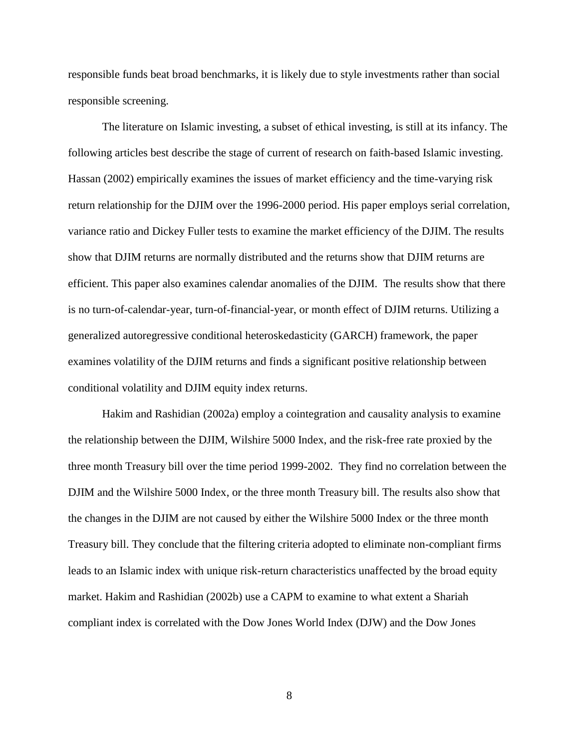responsible funds beat broad benchmarks, it is likely due to style investments rather than social responsible screening.

The literature on Islamic investing, a subset of ethical investing, is still at its infancy. The following articles best describe the stage of current of research on faith-based Islamic investing. Hassan (2002) empirically examines the issues of market efficiency and the time-varying risk return relationship for the DJIM over the 1996-2000 period. His paper employs serial correlation, variance ratio and Dickey Fuller tests to examine the market efficiency of the DJIM. The results show that DJIM returns are normally distributed and the returns show that DJIM returns are efficient. This paper also examines calendar anomalies of the DJIM. The results show that there is no turn-of-calendar-year, turn-of-financial-year, or month effect of DJIM returns. Utilizing a generalized autoregressive conditional heteroskedasticity (GARCH) framework, the paper examines volatility of the DJIM returns and finds a significant positive relationship between conditional volatility and DJIM equity index returns.

Hakim and Rashidian (2002a) employ a cointegration and causality analysis to examine the relationship between the DJIM, Wilshire 5000 Index, and the risk-free rate proxied by the three month Treasury bill over the time period 1999-2002. They find no correlation between the DJIM and the Wilshire 5000 Index, or the three month Treasury bill. The results also show that the changes in the DJIM are not caused by either the Wilshire 5000 Index or the three month Treasury bill. They conclude that the filtering criteria adopted to eliminate non-compliant firms leads to an Islamic index with unique risk-return characteristics unaffected by the broad equity market. Hakim and Rashidian (2002b) use a CAPM to examine to what extent a Shariah compliant index is correlated with the Dow Jones World Index (DJW) and the Dow Jones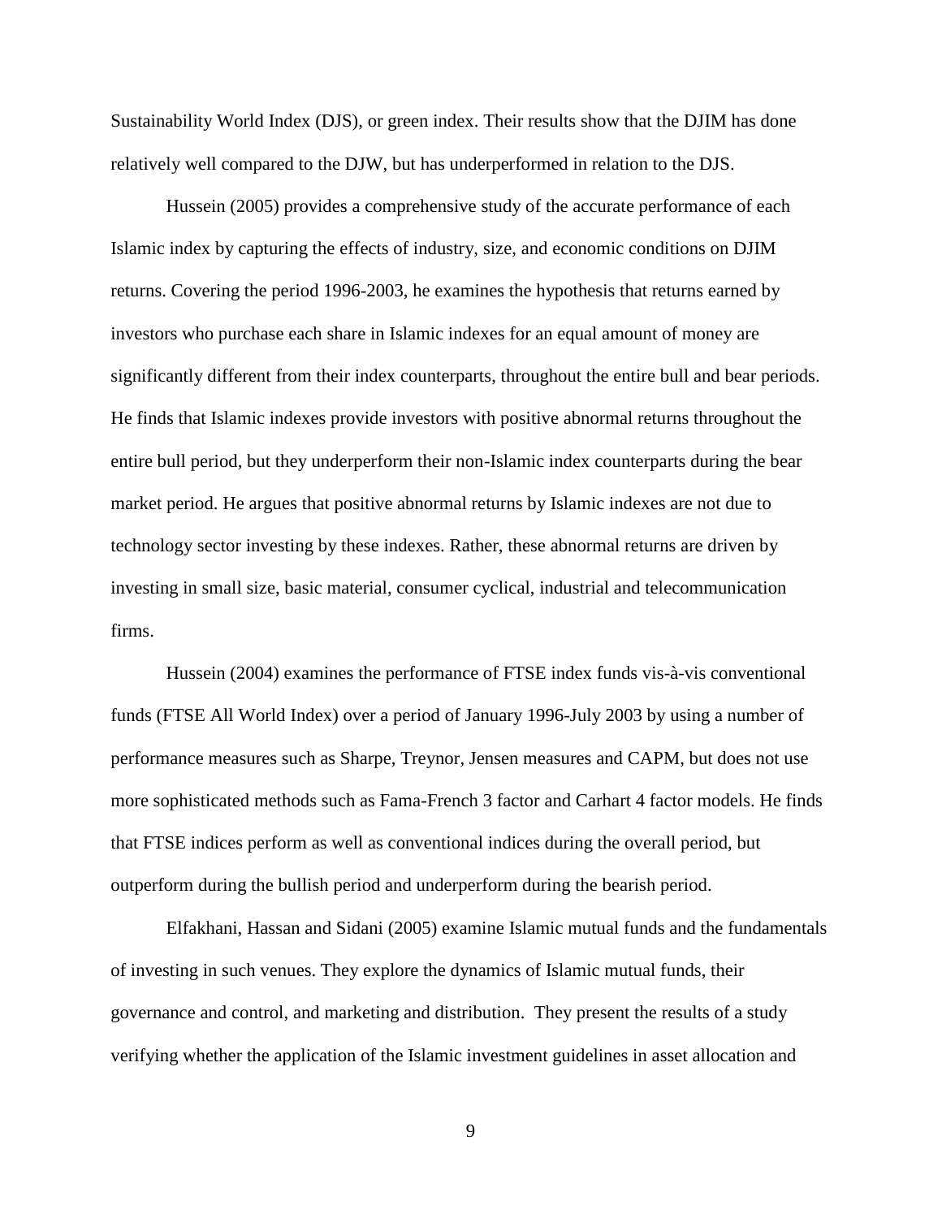Sustainability World Index (DJS), or green index. Their results show that the DJIM has done relatively well compared to the DJW, but has underperformed in relation to the DJS.

Hussein (2005) provides a comprehensive study of the accurate performance of each Islamic index by capturing the effects of industry, size, and economic conditions on DJIM returns. Covering the period 1996-2003, he examines the hypothesis that returns earned by investors who purchase each share in Islamic indexes for an equal amount of money are significantly different from their index counterparts, throughout the entire bull and bear periods. He finds that Islamic indexes provide investors with positive abnormal returns throughout the entire bull period, but they underperform their non-Islamic index counterparts during the bear market period. He argues that positive abnormal returns by Islamic indexes are not due to technology sector investing by these indexes. Rather, these abnormal returns are driven by investing in small size, basic material, consumer cyclical, industrial and telecommunication firms.

Hussein (2004) examines the performance of FTSE index funds vis-à-vis conventional funds (FTSE All World Index) over a period of January 1996-July 2003 by using a number of performance measures such as Sharpe, Treynor, Jensen measures and CAPM, but does not use more sophisticated methods such as Fama-French 3 factor and Carhart 4 factor models. He finds that FTSE indices perform as well as conventional indices during the overall period, but outperform during the bullish period and underperform during the bearish period.

Elfakhani, Hassan and Sidani (2005) examine Islamic mutual funds and the fundamentals of investing in such venues. They explore the dynamics of Islamic mutual funds, their governance and control, and marketing and distribution. They present the results of a study verifying whether the application of the Islamic investment guidelines in asset allocation and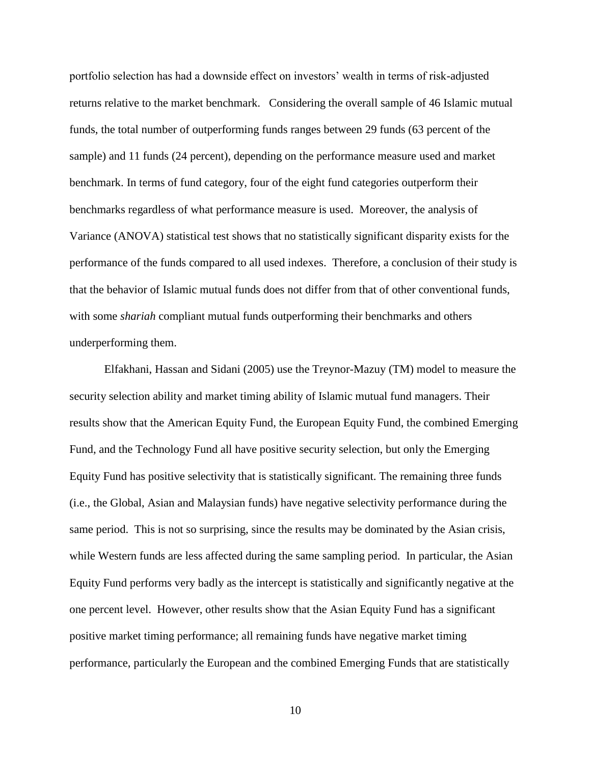portfolio selection has had a downside effect on investors' wealth in terms of risk-adjusted returns relative to the market benchmark. Considering the overall sample of 46 Islamic mutual funds, the total number of outperforming funds ranges between 29 funds (63 percent of the sample) and 11 funds (24 percent), depending on the performance measure used and market benchmark. In terms of fund category, four of the eight fund categories outperform their benchmarks regardless of what performance measure is used. Moreover, the analysis of Variance (ANOVA) statistical test shows that no statistically significant disparity exists for the performance of the funds compared to all used indexes. Therefore, a conclusion of their study is that the behavior of Islamic mutual funds does not differ from that of other conventional funds, with some *shariah* compliant mutual funds outperforming their benchmarks and others underperforming them.

Elfakhani, Hassan and Sidani (2005) use the Treynor-Mazuy (TM) model to measure the security selection ability and market timing ability of Islamic mutual fund managers. Their results show that the American Equity Fund, the European Equity Fund, the combined Emerging Fund, and the Technology Fund all have positive security selection, but only the Emerging Equity Fund has positive selectivity that is statistically significant. The remaining three funds (i.e., the Global, Asian and Malaysian funds) have negative selectivity performance during the same period. This is not so surprising, since the results may be dominated by the Asian crisis, while Western funds are less affected during the same sampling period. In particular, the Asian Equity Fund performs very badly as the intercept is statistically and significantly negative at the one percent level. However, other results show that the Asian Equity Fund has a significant positive market timing performance; all remaining funds have negative market timing performance, particularly the European and the combined Emerging Funds that are statistically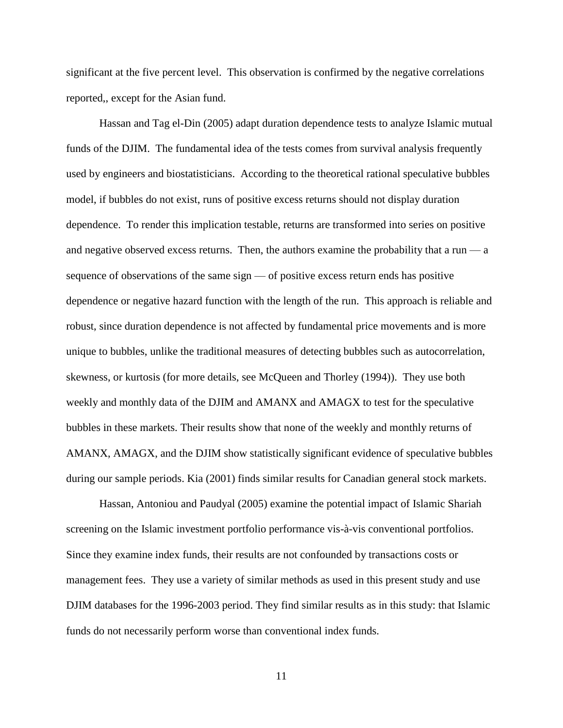significant at the five percent level. This observation is confirmed by the negative correlations reported,, except for the Asian fund.

Hassan and Tag el-Din (2005) adapt duration dependence tests to analyze Islamic mutual funds of the DJIM. The fundamental idea of the tests comes from survival analysis frequently used by engineers and biostatisticians. According to the theoretical rational speculative bubbles model, if bubbles do not exist, runs of positive excess returns should not display duration dependence. To render this implication testable, returns are transformed into series on positive and negative observed excess returns. Then, the authors examine the probability that a run — a sequence of observations of the same sign — of positive excess return ends has positive dependence or negative hazard function with the length of the run. This approach is reliable and robust, since duration dependence is not affected by fundamental price movements and is more unique to bubbles, unlike the traditional measures of detecting bubbles such as autocorrelation, skewness, or kurtosis (for more details, see McQueen and Thorley (1994)). They use both weekly and monthly data of the DJIM and AMANX and AMAGX to test for the speculative bubbles in these markets. Their results show that none of the weekly and monthly returns of AMANX, AMAGX, and the DJIM show statistically significant evidence of speculative bubbles during our sample periods. Kia (2001) finds similar results for Canadian general stock markets.

Hassan, Antoniou and Paudyal (2005) examine the potential impact of Islamic Shariah screening on the Islamic investment portfolio performance vis-à-vis conventional portfolios. Since they examine index funds, their results are not confounded by transactions costs or management fees. They use a variety of similar methods as used in this present study and use DJIM databases for the 1996-2003 period. They find similar results as in this study: that Islamic funds do not necessarily perform worse than conventional index funds.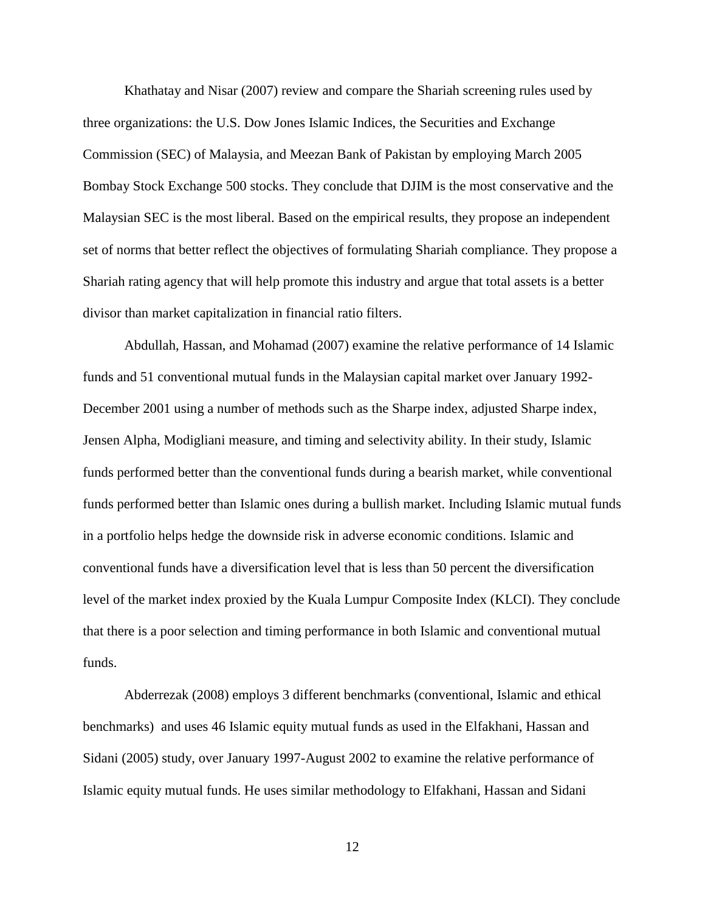Khathatay and Nisar (2007) review and compare the Shariah screening rules used by three organizations: the U.S. Dow Jones Islamic Indices, the Securities and Exchange Commission (SEC) of Malaysia, and Meezan Bank of Pakistan by employing March 2005 Bombay Stock Exchange 500 stocks. They conclude that DJIM is the most conservative and the Malaysian SEC is the most liberal. Based on the empirical results, they propose an independent set of norms that better reflect the objectives of formulating Shariah compliance. They propose a Shariah rating agency that will help promote this industry and argue that total assets is a better divisor than market capitalization in financial ratio filters.

Abdullah, Hassan, and Mohamad (2007) examine the relative performance of 14 Islamic funds and 51 conventional mutual funds in the Malaysian capital market over January 1992-December 2001 using a number of methods such as the Sharpe index, adjusted Sharpe index, Jensen Alpha, Modigliani measure, and timing and selectivity ability. In their study, Islamic funds performed better than the conventional funds during a bearish market, while conventional funds performed better than Islamic ones during a bullish market. Including Islamic mutual funds in a portfolio helps hedge the downside risk in adverse economic conditions. Islamic and conventional funds have a diversification level that is less than 50 percent the diversification level of the market index proxied by the Kuala Lumpur Composite Index (KLCI). They conclude that there is a poor selection and timing performance in both Islamic and conventional mutual funds.

Abderrezak (2008) employs 3 different benchmarks (conventional, Islamic and ethical benchmarks) and uses 46 Islamic equity mutual funds as used in the Elfakhani, Hassan and Sidani (2005) study, over January 1997-August 2002 to examine the relative performance of Islamic equity mutual funds. He uses similar methodology to Elfakhani, Hassan and Sidani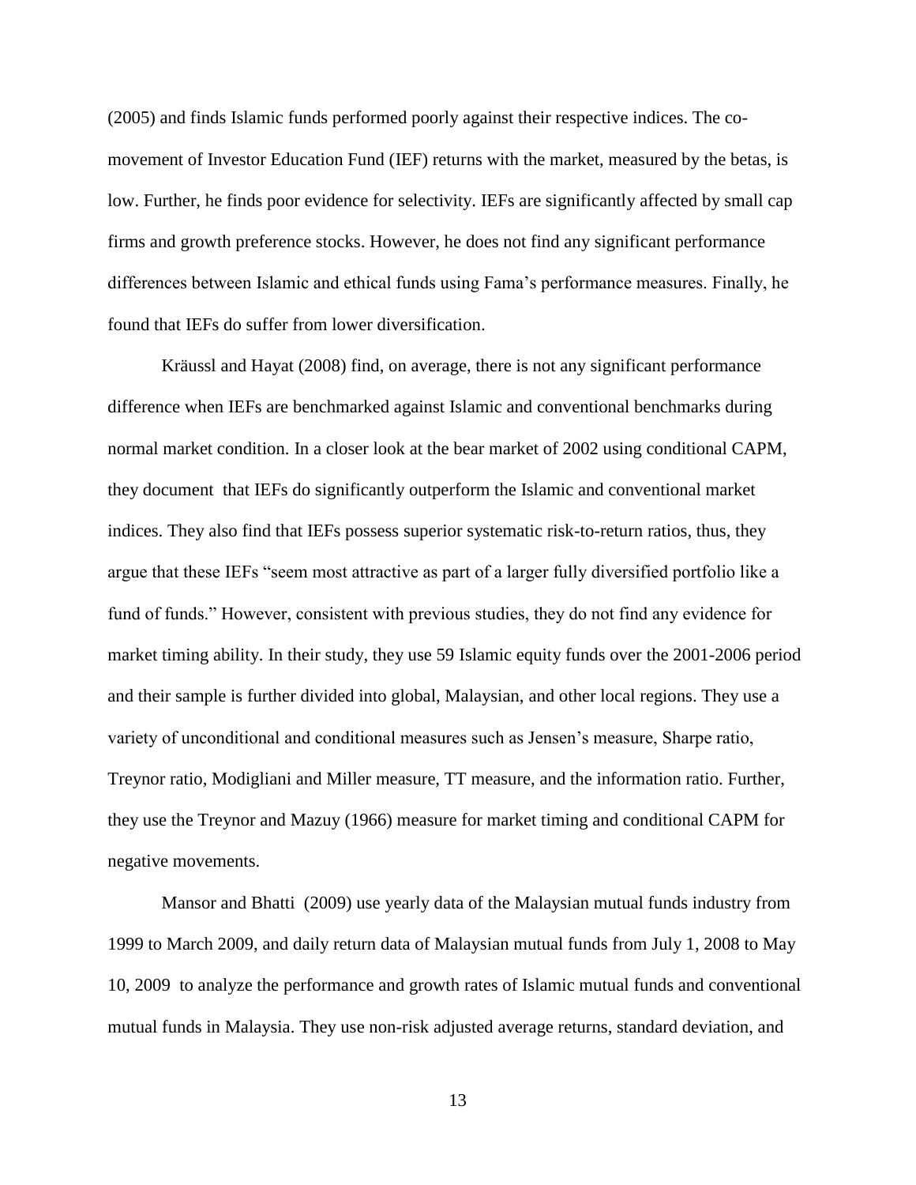(2005) and finds Islamic funds performed poorly against their respective indices. The co-movement of Investor Education Fund (IEF) returns with the market, measured by the betas, is low. Further, he finds poor evidence for selectivity. IEFs are significantly affected by small cap firms and growth preference stocks. However, he does not find any significant performance differences between Islamic and ethical funds using Fama's performance measures. Finally, he found that IEFs do suffer from lower diversification.

Kräussl and Hayat (2008) find, on average, there is not any significant performance difference when IEFs are benchmarked against Islamic and conventional benchmarks during normal market condition. In a closer look at the bear market of 2002 using conditional CAPM, they document that IEFs do significantly outperform the Islamic and conventional market indices. They also find that IEFs possess superior systematic risk-to-return ratios, thus, they argue that these IEFs "seem most attractive as part of a larger fully diversified portfolio like a fund of funds." However, consistent with previous studies, they do not find any evidence for market timing ability. In their study, they use 59 Islamic equity funds over the 2001-2006 period and their sample is further divided into global, Malaysian, and other local regions. They use a variety of unconditional and conditional measures such as Jensen's measure, Sharpe ratio, Treynor ratio, Modigliani and Miller measure, TT measure, and the information ratio. Further, they use the Treynor and Mazuy (1966) measure for market timing and conditional CAPM for negative movements.

Mansor and Bhatti (2009) use yearly data of the Malaysian mutual funds industry from 1999 to March 2009, and daily return data of Malaysian mutual funds from July 1, 2008 to May 10, 2009 to analyze the performance and growth rates of Islamic mutual funds and conventional mutual funds in Malaysia. They use non-risk adjusted average returns, standard deviation, and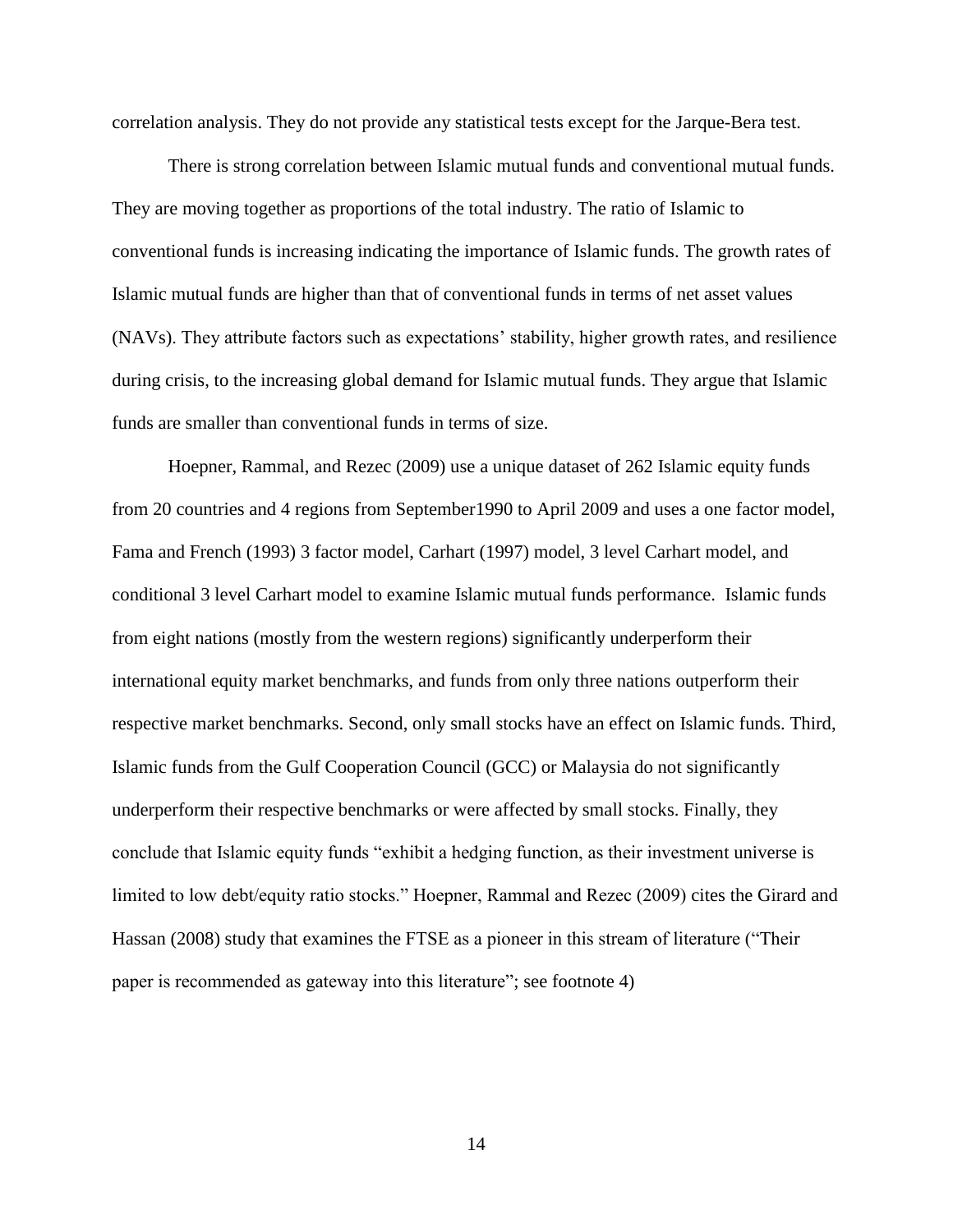correlation analysis. They do not provide any statistical tests except for the Jarque-Bera test.

There is strong correlation between Islamic mutual funds and conventional mutual funds. They are moving together as proportions of the total industry. The ratio of Islamic to conventional funds is increasing indicating the importance of Islamic funds. The growth rates of Islamic mutual funds are higher than that of conventional funds in terms of net asset values (NAVs). They attribute factors such as expectations' stability, higher growth rates, and resilience during crisis, to the increasing global demand for Islamic mutual funds. They argue that Islamic funds are smaller than conventional funds in terms of size.

Hoepner, Rammal, and Rezec (2009) use a unique dataset of 262 Islamic equity funds from 20 countries and 4 regions from September1990 to April 2009 and uses a one factor model, Fama and French (1993) 3 factor model, Carhart (1997) model, 3 level Carhart model, and conditional 3 level Carhart model to examine Islamic mutual funds performance. Islamic funds from eight nations (mostly from the western regions) significantly underperform their international equity market benchmarks, and funds from only three nations outperform their respective market benchmarks. Second, only small stocks have an effect on Islamic funds. Third, Islamic funds from the Gulf Cooperation Council (GCC) or Malaysia do not significantly underperform their respective benchmarks or were affected by small stocks. Finally, they conclude that Islamic equity funds "exhibit a hedging function, as their investment universe is limited to low debt/equity ratio stocks." Hoepner, Rammal and Rezec (2009) cites the Girard and Hassan (2008) study that examines the FTSE as a pioneer in this stream of literature ("Their paper is recommended as gateway into this literature"; see footnote 4)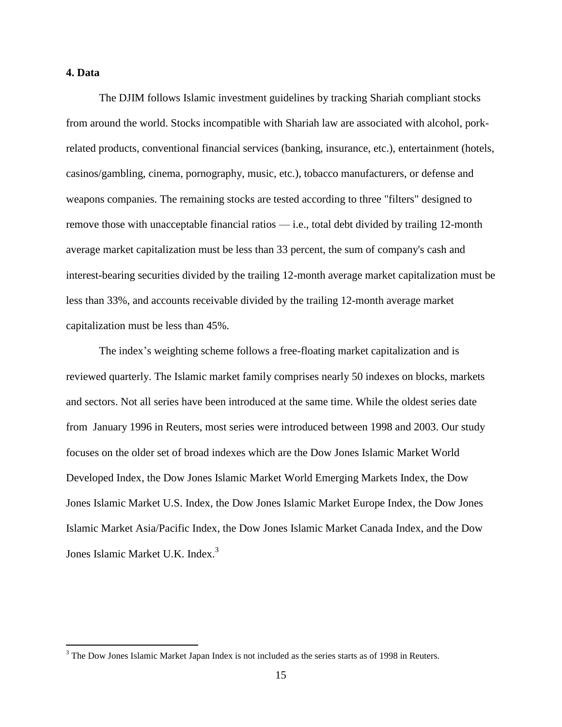## 4. Data

The DJIM follows Islamic investment guidelines by tracking Shariah compliant stocks from around the world. Stocks incompatible with Shariah law are associated with alcohol, pork-related products, conventional financial services (banking, insurance, etc.), entertainment (hotels, casinos/gambling, cinema, pornography, music, etc.), tobacco manufacturers, or defense and weapons companies. The remaining stocks are tested according to three "filters" designed to remove those with unacceptable financial ratios — i.e., total debt divided by trailing 12-month average market capitalization must be less than 33 percent, the sum of company's cash and interest-bearing securities divided by the trailing 12-month average market capitalization must be less than 33%, and accounts receivable divided by the trailing 12-month average market capitalization must be less than 45%.

The index's weighting scheme follows a free-floating market capitalization and is reviewed quarterly. The Islamic market family comprises nearly 50 indexes on blocks, markets and sectors. Not all series have been introduced at the same time. While the oldest series date from January 1996 in Reuters, most series were introduced between 1998 and 2003. Our study focuses on the older set of broad indexes which are the Dow Jones Islamic Market World Developed Index, the Dow Jones Islamic Market World Emerging Markets Index, the Dow Jones Islamic Market U.S. Index, the Dow Jones Islamic Market Europe Index, the Dow Jones Islamic Market Asia/Pacific Index, the Dow Jones Islamic Market Canada Index, and the Dow Jones Islamic Market U.K. Index.[3]

[3] The Dow Jones Islamic Market Japan Index is not included as the series starts as of 1998 in Reuters.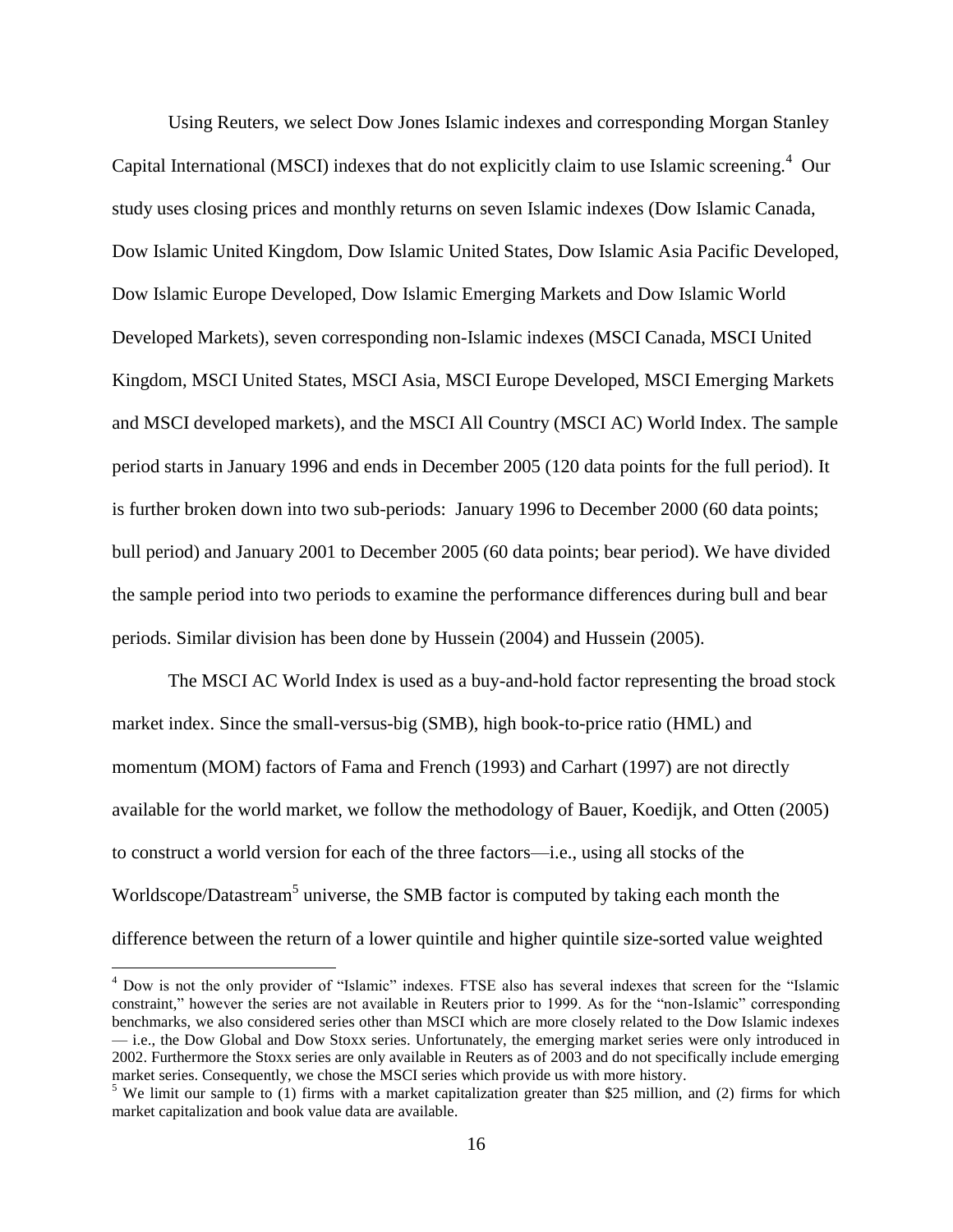Using Reuters, we select Dow Jones Islamic indexes and corresponding Morgan Stanley Capital International (MSCI) indexes that do not explicitly claim to use Islamic screening.[4] Our study uses closing prices and monthly returns on seven Islamic indexes (Dow Islamic Canada, Dow Islamic United Kingdom, Dow Islamic United States, Dow Islamic Asia Pacific Developed, Dow Islamic Europe Developed, Dow Islamic Emerging Markets and Dow Islamic World Developed Markets), seven corresponding non-Islamic indexes (MSCI Canada, MSCI United Kingdom, MSCI United States, MSCI Asia, MSCI Europe Developed, MSCI Emerging Markets and MSCI developed markets), and the MSCI All Country (MSCI AC) World Index. The sample period starts in January 1996 and ends in December 2005 (120 data points for the full period). It is further broken down into two sub-periods: January 1996 to December 2000 (60 data points; bull period) and January 2001 to December 2005 (60 data points; bear period). We have divided the sample period into two periods to examine the performance differences during bull and bear periods. Similar division has been done by Hussein (2004) and Hussein (2005).

The MSCI AC World Index is used as a buy-and-hold factor representing the broad stock market index. Since the small-versus-big (SMB), high book-to-price ratio (HML) and momentum (MOM) factors of Fama and French (1993) and Carhart (1997) are not directly available for the world market, we follow the methodology of Bauer, Koedijk, and Otten (2005) to construct a world version for each of the three factors—i.e., using all stocks of the Worldscope/Datastream[5] universe, the SMB factor is computed by taking each month the difference between the return of a lower quintile and higher quintile size-sorted value weighted

---

[4] Dow is not the only provider of "Islamic" indexes. FTSE also has several indexes that screen for the "Islamic constraint," however the series are not available in Reuters prior to 1999. As for the "non-Islamic" corresponding benchmarks, we also considered series other than MSCI which are more closely related to the Dow Islamic indexes — i.e., the Dow Global and Dow Stoxx series. Unfortunately, the emerging market series were only introduced in 2002. Furthermore the Stoxx series are only available in Reuters as of 2003 and do not specifically include emerging market series. Consequently, we chose the MSCI series which provide us with more history.

[5] We limit our sample to (1) firms with a market capitalization greater than $25 million, and (2) firms for which market capitalization and book value data are available.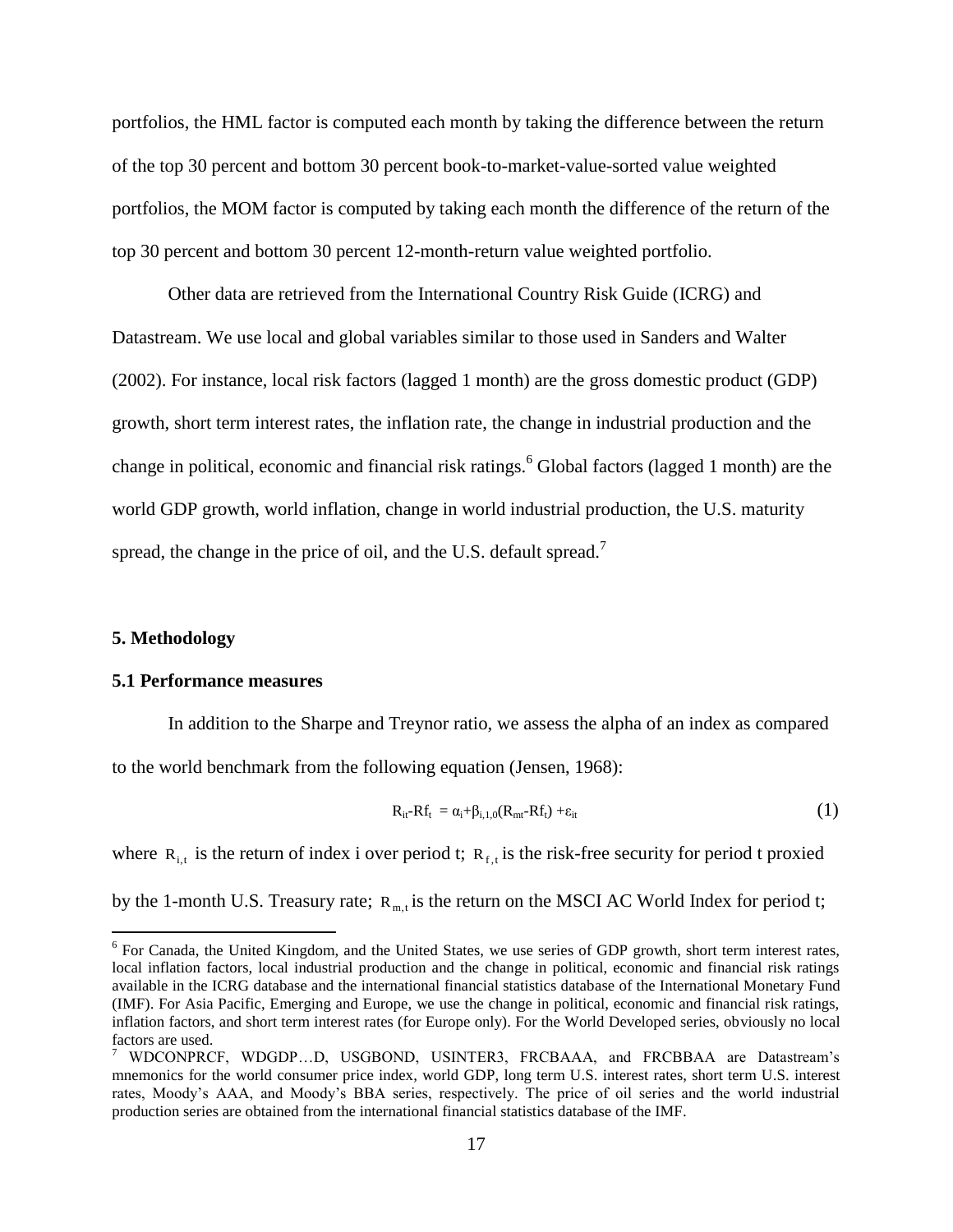portfolios, the HML factor is computed each month by taking the difference between the return of the top 30 percent and bottom 30 percent book-to-market-value-sorted value weighted portfolios, the MOM factor is computed by taking each month the difference of the return of the top 30 percent and bottom 30 percent 12-month-return value weighted portfolio.

Other data are retrieved from the International Country Risk Guide (ICRG) and Datastream. We use local and global variables similar to those used in Sanders and Walter (2002). For instance, local risk factors (lagged 1 month) are the gross domestic product (GDP) growth, short term interest rates, the inflation rate, the change in industrial production and the change in political, economic and financial risk ratings.[6] Global factors (lagged 1 month) are the world GDP growth, world inflation, change in world industrial production, the U.S. maturity spread, the change in the price of oil, and the U.S. default spread.[7]

## 5. Methodology

### 5.1 Performance measures

In addition to the Sharpe and Treynor ratio, we assess the alpha of an index as compared to the world benchmark from the following equation (Jensen, 1968):

$$R_{it}-Rf_t = \alpha_i+\beta_{i,1,0}(R_{mt}-Rf_t) +\varepsilon_{it} \quad (1)$$

where $R_{i,t}$ is the return of index i over period t; $R_{f,t}$ is the risk-free security for period t proxied by the 1-month U.S. Treasury rate; $R_{m,t}$ is the return on the MSCI AC World Index for period t;

---

[6] For Canada, the United Kingdom, and the United States, we use series of GDP growth, short term interest rates, local inflation factors, local industrial production and the change in political, economic and financial risk ratings available in the ICRG database and the international financial statistics database of the International Monetary Fund (IMF). For Asia Pacific, Emerging and Europe, we use the change in political, economic and financial risk ratings, inflation factors, and short term interest rates (for Europe only). For the World Developed series, obviously no local factors are used.

[7] WDCONPRCF, WDGDP…D, USGBOND, USINTER3, FRCBAAA, and FRCBBAA are Datastream's mnemonics for the world consumer price index, world GDP, long term U.S. interest rates, short term U.S. interest rates, Moody's AAA, and Moody's BBA series, respectively. The price of oil series and the world industrial production series are obtained from the international financial statistics database of the IMF.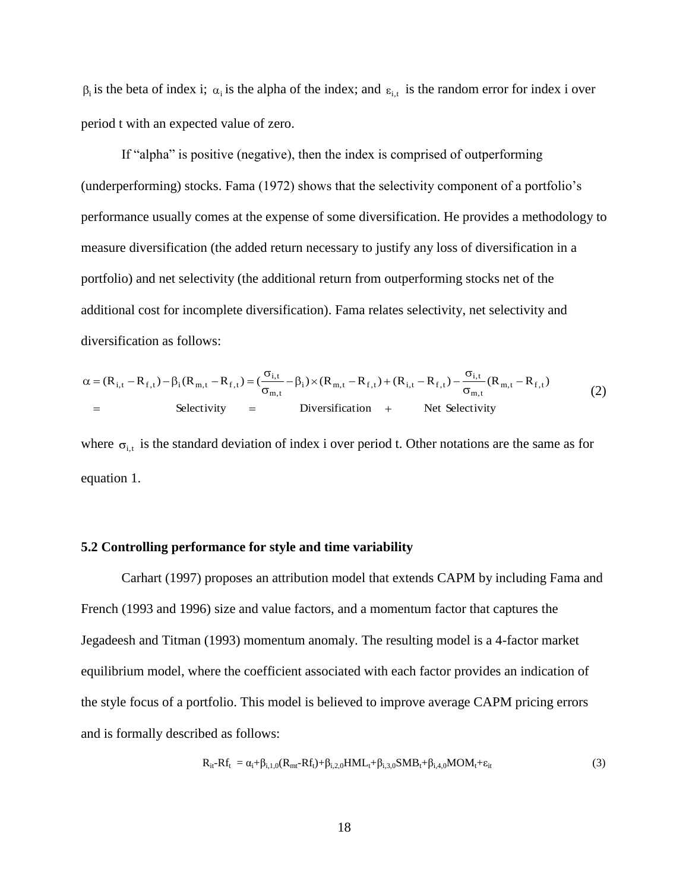$\beta_i$ is the beta of index i; $\alpha_i$ is the alpha of the index; and $\varepsilon_{i,t}$ is the random error for index i over period t with an expected value of zero.

If "alpha" is positive (negative), then the index is comprised of outperforming (underperforming) stocks. Fama (1972) shows that the selectivity component of a portfolio's performance usually comes at the expense of some diversification. He provides a methodology to measure diversification (the added return necessary to justify any loss of diversification in a portfolio) and net selectivity (the additional return from outperforming stocks net of the additional cost for incomplete diversification). Fama relates selectivity, net selectivity and diversification as follows:

$$\begin{aligned}\alpha &= (R_{i,t} - R_{f,t}) - \beta_i (R_{m,t} - R_{f,t}) = (\frac{\sigma_{i,t}}{\sigma_{m,t}} - \beta_i) \times (R_{m,t} - R_{f,t}) + (R_{i,t} - R_{f,t}) - \frac{\sigma_{i,t}}{\sigma_{m,t}} (R_{m,t} - R_{f,t}) \\ &= \quad \text{Selectivity} \quad = \quad \text{Diversification} \quad + \quad \text{Net Selectivity}\end{aligned} \tag{2}$$

where $\sigma_{i,t}$ is the standard deviation of index i over period t. Other notations are the same as for equation 1.

### 5.2 Controlling performance for style and time variability

Carhart (1997) proposes an attribution model that extends CAPM by including Fama and French (1993 and 1996) size and value factors, and a momentum factor that captures the Jegadeesh and Titman (1993) momentum anomaly. The resulting model is a 4-factor market equilibrium model, where the coefficient associated with each factor provides an indication of the style focus of a portfolio. This model is believed to improve average CAPM pricing errors and is formally described as follows:

$$R_{it}\text{-}Rf_t = \alpha_i + \beta_{i,1,0}(R_{mt}\text{-}Rf_t) + \beta_{i,2,0}HML_t + \beta_{i,3,0}SMB_t + \beta_{i,4,0}MOM_t + \varepsilon_{it} \tag{3}$$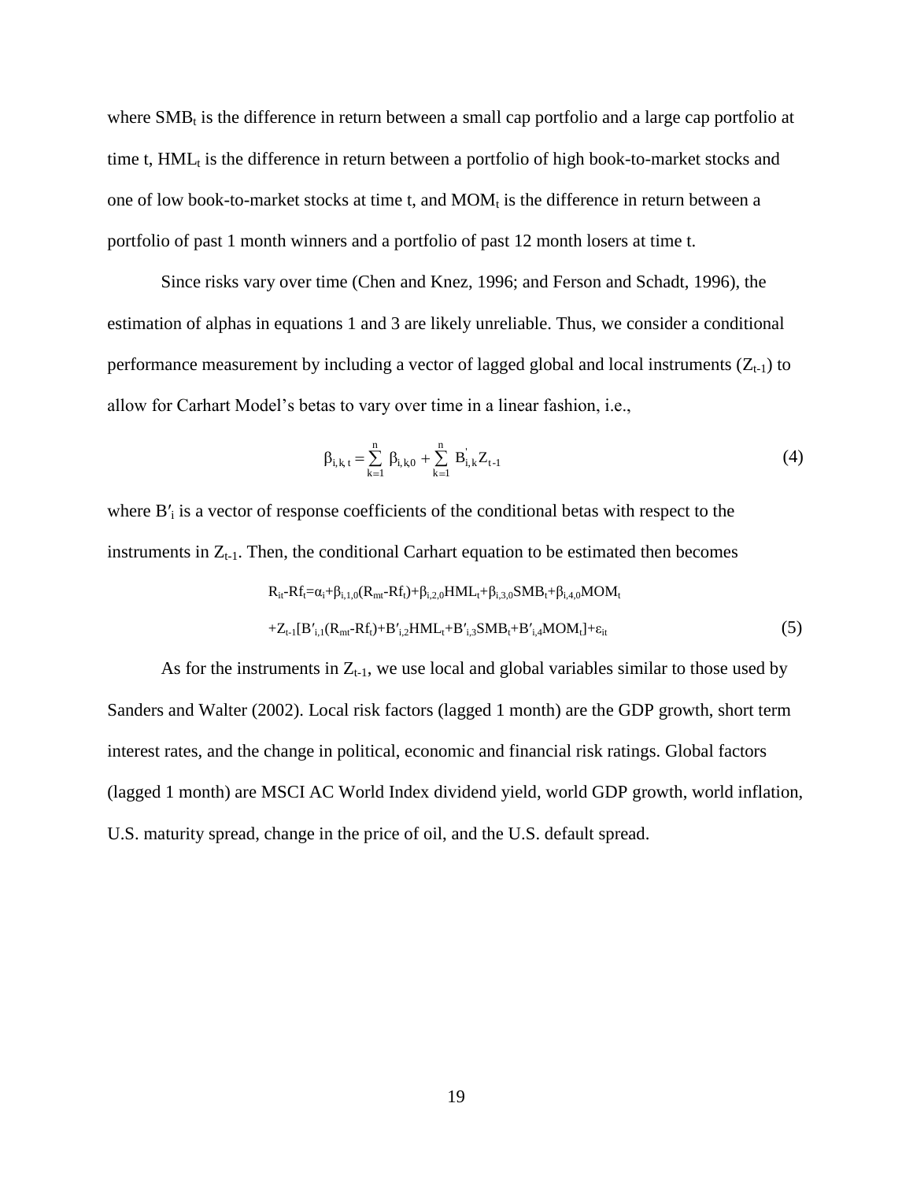where $SMB_t$ is the difference in return between a small cap portfolio and a large cap portfolio at time t, $HML_t$ is the difference in return between a portfolio of high book-to-market stocks and one of low book-to-market stocks at time t, and $MOM_t$ is the difference in return between a portfolio of past 1 month winners and a portfolio of past 12 month losers at time t.

Since risks vary over time (Chen and Knez, 1996; and Ferson and Schadt, 1996), the estimation of alphas in equations 1 and 3 are likely unreliable. Thus, we consider a conditional performance measurement by including a vector of lagged global and local instruments ($Z_{t-1}$) to allow for Carhart Model's betas to vary over time in a linear fashion, i.e.,

$$\beta_{i,k\,t} = \sum_{k=1}^{n} \beta_{i,k0} + \sum_{k=1}^{n} B_{i,k}^{'} Z_{t-1} \tag{4}$$

where $B'_i$ is a vector of response coefficients of the conditional betas with respect to the instruments in $Z_{t-1}$. Then, the conditional Carhart equation to be estimated then becomes

$$R_{it}-Rf_t=\alpha_i+\beta_{i,1,0}(R_{mt}-Rf_t)+\beta_{i,2,0}HML_t+\beta_{i,3,0}SMB_t+\beta_{i,4,0}MOM_t$$

$$+Z_{t-1}[B'_{i,1}(R_{mt}-Rf_t)+B'_{i,2}HML_t+B'_{i,3}SMB_t+B'_{i,4}MOM_t]+\varepsilon_{it} \tag{5}$$

As for the instruments in $Z_{t-1}$, we use local and global variables similar to those used by Sanders and Walter (2002). Local risk factors (lagged 1 month) are the GDP growth, short term interest rates, and the change in political, economic and financial risk ratings. Global factors (lagged 1 month) are MSCI AC World Index dividend yield, world GDP growth, world inflation, U.S. maturity spread, change in the price of oil, and the U.S. default spread.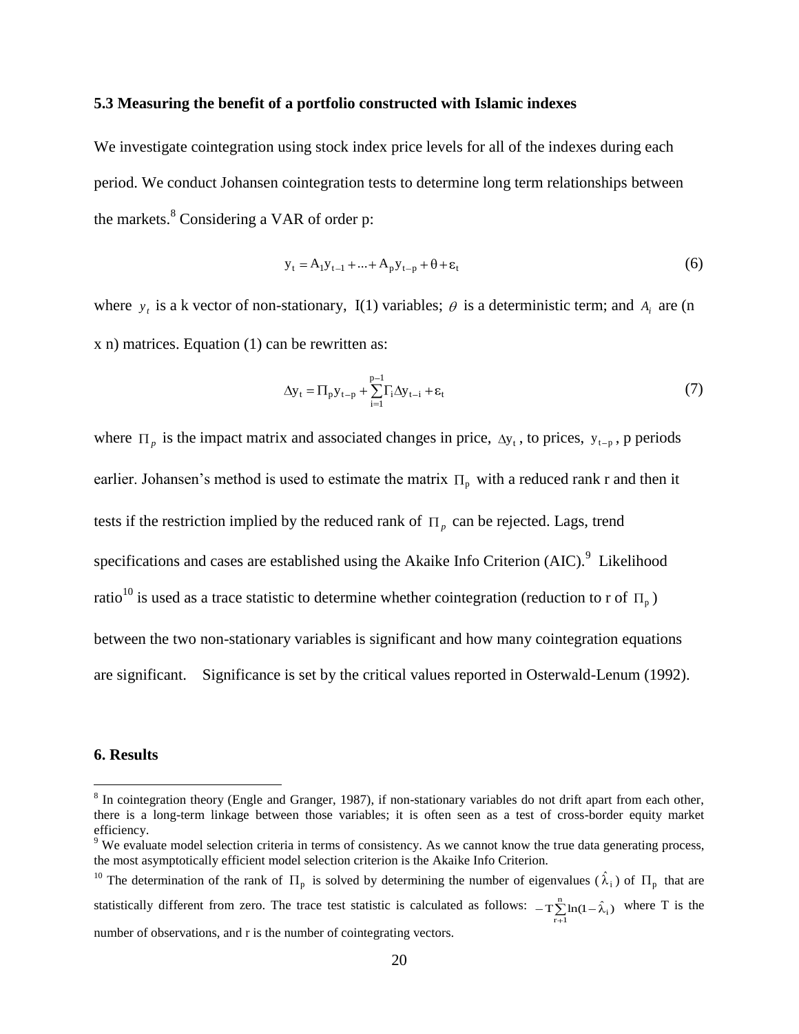### 5.3 Measuring the benefit of a portfolio constructed with Islamic indexes

We investigate cointegration using stock index price levels for all of the indexes during each period. We conduct Johansen cointegration tests to determine long term relationships between the markets.[8] Considering a VAR of order p:

$$y_t = A_1 y_{t-1} + ... + A_p y_{t-p} + \theta + \varepsilon_t \tag{6}$$

where $y_t$ is a k vector of non-stationary, I(1) variables; $\theta$ is a deterministic term; and $A_i$ are (n x n) matrices. Equation (1) can be rewritten as:

$$\Delta y_t = \Pi_p y_{t-p} + \sum_{i=1}^{p-1} \Gamma_i \Delta y_{t-i} + \varepsilon_t \tag{7}$$

where $\Pi_p$ is the impact matrix and associated changes in price, $\Delta y_t$, to prices, $y_{t-p}$, p periods earlier. Johansen's method is used to estimate the matrix $\Pi_p$ with a reduced rank r and then it tests if the restriction implied by the reduced rank of $\Pi_p$ can be rejected. Lags, trend specifications and cases are established using the Akaike Info Criterion (AIC).[9] Likelihood ratio[10] is used as a trace statistic to determine whether cointegration (reduction to r of $\Pi_p$) between the two non-stationary variables is significant and how many cointegration equations are significant. Significance is set by the critical values reported in Osterwald-Lenum (1992).

## 6. Results

---

[8] In cointegration theory (Engle and Granger, 1987), if non-stationary variables do not drift apart from each other, there is a long-term linkage between those variables; it is often seen as a test of cross-border equity market efficiency.

[9] We evaluate model selection criteria in terms of consistency. As we cannot know the true data generating process, the most asymptotically efficient model selection criterion is the Akaike Info Criterion.

[10] The determination of the rank of $\Pi_p$ is solved by determining the number of eigenvalues ($\hat{\lambda}_i$) of $\Pi_p$ that are statistically different from zero. The trace test statistic is calculated as follows: $-T\sum_{r+1}^{n} \ln(1-\hat{\lambda}_i)$ where T is the number of observations, and r is the number of cointegrating vectors.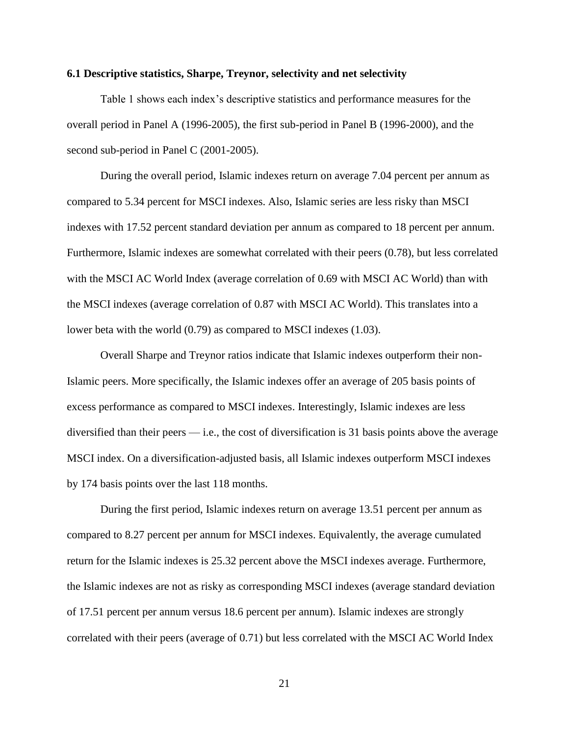### 6.1 Descriptive statistics, Sharpe, Treynor, selectivity and net selectivity

Table 1 shows each index's descriptive statistics and performance measures for the overall period in Panel A (1996-2005), the first sub-period in Panel B (1996-2000), and the second sub-period in Panel C (2001-2005).

During the overall period, Islamic indexes return on average 7.04 percent per annum as compared to 5.34 percent for MSCI indexes. Also, Islamic series are less risky than MSCI indexes with 17.52 percent standard deviation per annum as compared to 18 percent per annum. Furthermore, Islamic indexes are somewhat correlated with their peers (0.78), but less correlated with the MSCI AC World Index (average correlation of 0.69 with MSCI AC World) than with the MSCI indexes (average correlation of 0.87 with MSCI AC World). This translates into a lower beta with the world (0.79) as compared to MSCI indexes (1.03).

Overall Sharpe and Treynor ratios indicate that Islamic indexes outperform their non-Islamic peers. More specifically, the Islamic indexes offer an average of 205 basis points of excess performance as compared to MSCI indexes. Interestingly, Islamic indexes are less diversified than their peers — i.e., the cost of diversification is 31 basis points above the average MSCI index. On a diversification-adjusted basis, all Islamic indexes outperform MSCI indexes by 174 basis points over the last 118 months.

During the first period, Islamic indexes return on average 13.51 percent per annum as compared to 8.27 percent per annum for MSCI indexes. Equivalently, the average cumulated return for the Islamic indexes is 25.32 percent above the MSCI indexes average. Furthermore, the Islamic indexes are not as risky as corresponding MSCI indexes (average standard deviation of 17.51 percent per annum versus 18.6 percent per annum). Islamic indexes are strongly correlated with their peers (average of 0.71) but less correlated with the MSCI AC World Index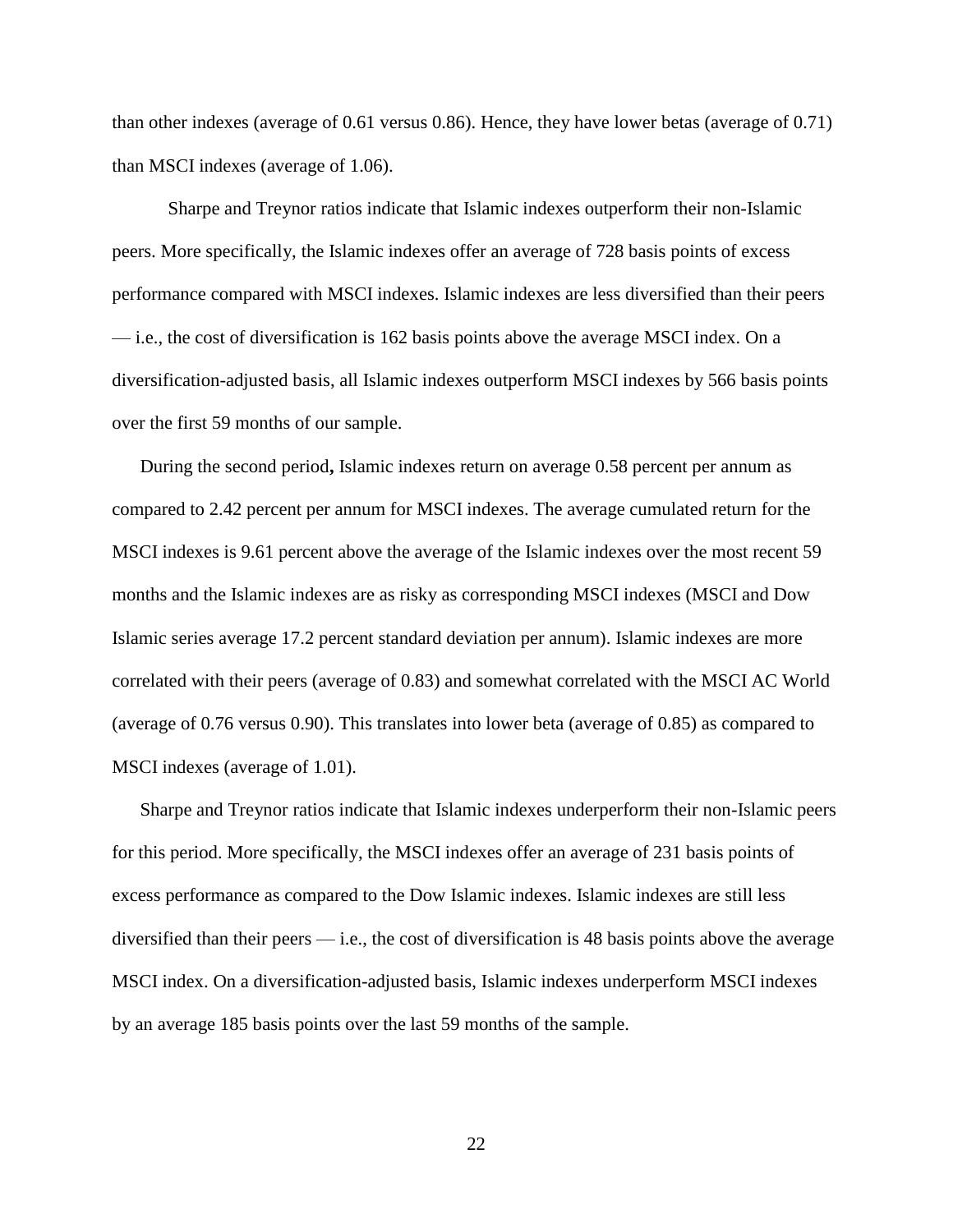than other indexes (average of 0.61 versus 0.86). Hence, they have lower betas (average of 0.71) than MSCI indexes (average of 1.06).

Sharpe and Treynor ratios indicate that Islamic indexes outperform their non-Islamic peers. More specifically, the Islamic indexes offer an average of 728 basis points of excess performance compared with MSCI indexes. Islamic indexes are less diversified than their peers — i.e., the cost of diversification is 162 basis points above the average MSCI index. On a diversification-adjusted basis, all Islamic indexes outperform MSCI indexes by 566 basis points over the first 59 months of our sample.

During the second period**,** Islamic indexes return on average 0.58 percent per annum as compared to 2.42 percent per annum for MSCI indexes. The average cumulated return for the MSCI indexes is 9.61 percent above the average of the Islamic indexes over the most recent 59 months and the Islamic indexes are as risky as corresponding MSCI indexes (MSCI and Dow Islamic series average 17.2 percent standard deviation per annum). Islamic indexes are more correlated with their peers (average of 0.83) and somewhat correlated with the MSCI AC World (average of 0.76 versus 0.90). This translates into lower beta (average of 0.85) as compared to MSCI indexes (average of 1.01).

Sharpe and Treynor ratios indicate that Islamic indexes underperform their non-Islamic peers for this period. More specifically, the MSCI indexes offer an average of 231 basis points of excess performance as compared to the Dow Islamic indexes. Islamic indexes are still less diversified than their peers — i.e., the cost of diversification is 48 basis points above the average MSCI index. On a diversification-adjusted basis, Islamic indexes underperform MSCI indexes by an average 185 basis points over the last 59 months of the sample.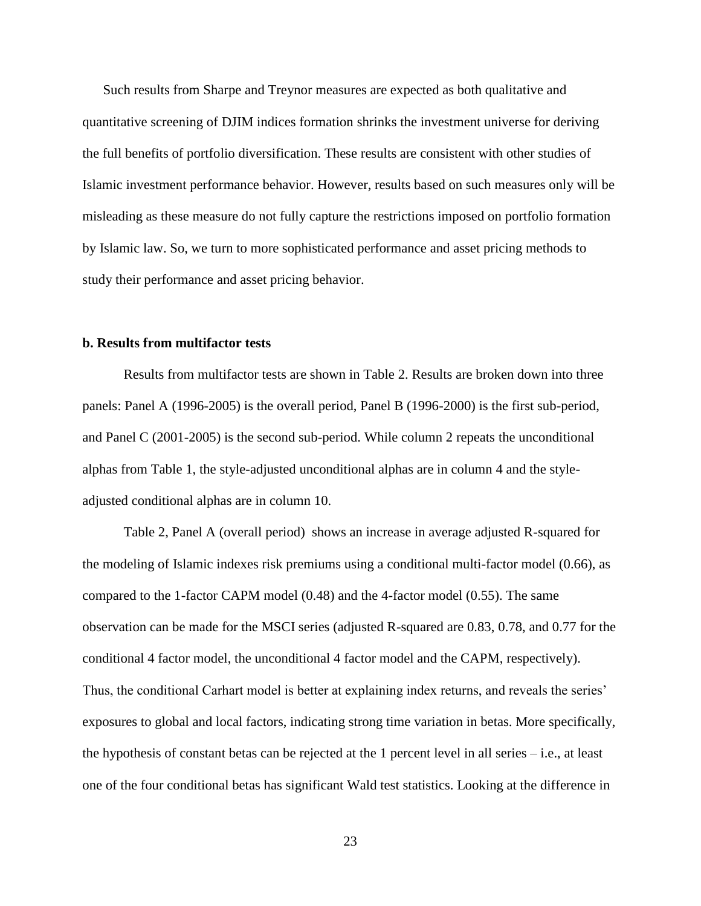Such results from Sharpe and Treynor measures are expected as both qualitative and quantitative screening of DJIM indices formation shrinks the investment universe for deriving the full benefits of portfolio diversification. These results are consistent with other studies of Islamic investment performance behavior. However, results based on such measures only will be misleading as these measure do not fully capture the restrictions imposed on portfolio formation by Islamic law. So, we turn to more sophisticated performance and asset pricing methods to study their performance and asset pricing behavior.

**b. Results from multifactor tests**

Results from multifactor tests are shown in Table 2. Results are broken down into three panels: Panel A (1996-2005) is the overall period, Panel B (1996-2000) is the first sub-period, and Panel C (2001-2005) is the second sub-period. While column 2 repeats the unconditional alphas from Table 1, the style-adjusted unconditional alphas are in column 4 and the style-adjusted conditional alphas are in column 10.

Table 2, Panel A (overall period) shows an increase in average adjusted R-squared for the modeling of Islamic indexes risk premiums using a conditional multi-factor model (0.66), as compared to the 1-factor CAPM model (0.48) and the 4-factor model (0.55). The same observation can be made for the MSCI series (adjusted R-squared are 0.83, 0.78, and 0.77 for the conditional 4 factor model, the unconditional 4 factor model and the CAPM, respectively). Thus, the conditional Carhart model is better at explaining index returns, and reveals the series' exposures to global and local factors, indicating strong time variation in betas. More specifically, the hypothesis of constant betas can be rejected at the 1 percent level in all series – i.e., at least one of the four conditional betas has significant Wald test statistics. Looking at the difference in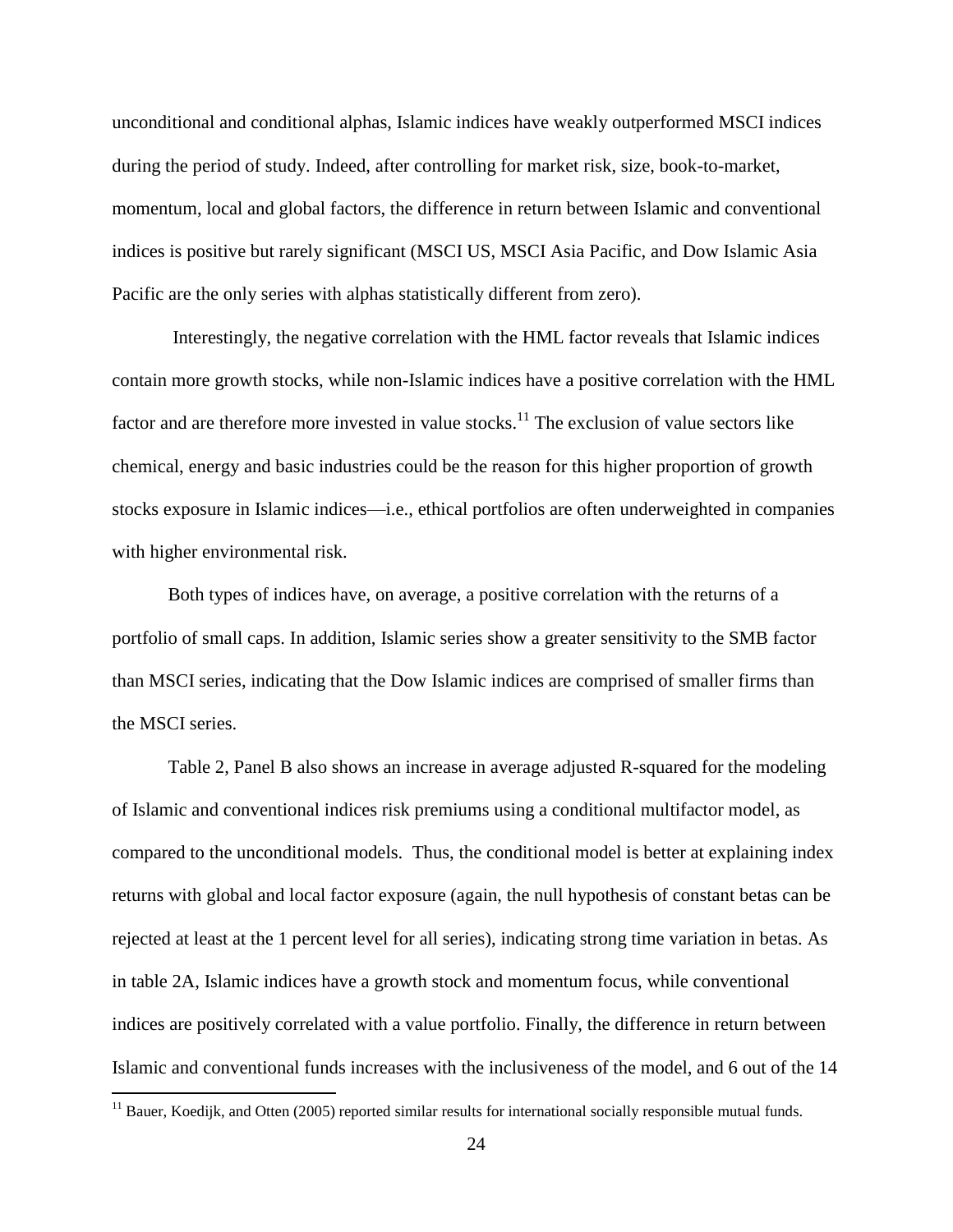unconditional and conditional alphas, Islamic indices have weakly outperformed MSCI indices during the period of study. Indeed, after controlling for market risk, size, book-to-market, momentum, local and global factors, the difference in return between Islamic and conventional indices is positive but rarely significant (MSCI US, MSCI Asia Pacific, and Dow Islamic Asia Pacific are the only series with alphas statistically different from zero).

Interestingly, the negative correlation with the HML factor reveals that Islamic indices contain more growth stocks, while non-Islamic indices have a positive correlation with the HML factor and are therefore more invested in value stocks.[11] The exclusion of value sectors like chemical, energy and basic industries could be the reason for this higher proportion of growth stocks exposure in Islamic indices—i.e., ethical portfolios are often underweighted in companies with higher environmental risk.

Both types of indices have, on average, a positive correlation with the returns of a portfolio of small caps. In addition, Islamic series show a greater sensitivity to the SMB factor than MSCI series, indicating that the Dow Islamic indices are comprised of smaller firms than the MSCI series.

Table 2, Panel B also shows an increase in average adjusted R-squared for the modeling of Islamic and conventional indices risk premiums using a conditional multifactor model, as compared to the unconditional models. Thus, the conditional model is better at explaining index returns with global and local factor exposure (again, the null hypothesis of constant betas can be rejected at least at the 1 percent level for all series), indicating strong time variation in betas. As in table 2A, Islamic indices have a growth stock and momentum focus, while conventional indices are positively correlated with a value portfolio. Finally, the difference in return between Islamic and conventional funds increases with the inclusiveness of the model, and 6 out of the 14

[11] Bauer, Koedijk, and Otten (2005) reported similar results for international socially responsible mutual funds.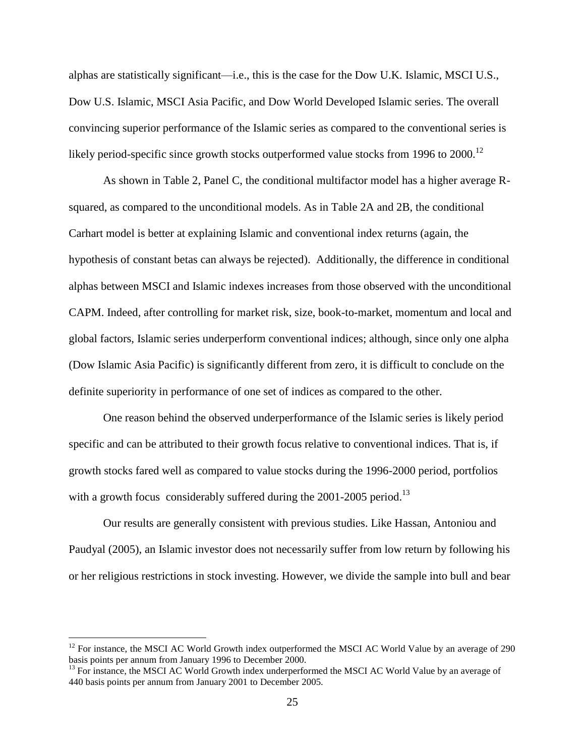alphas are statistically significant—i.e., this is the case for the Dow U.K. Islamic, MSCI U.S., Dow U.S. Islamic, MSCI Asia Pacific, and Dow World Developed Islamic series. The overall convincing superior performance of the Islamic series as compared to the conventional series is likely period-specific since growth stocks outperformed value stocks from 1996 to 2000.[12]

As shown in Table 2, Panel C, the conditional multifactor model has a higher average R-squared, as compared to the unconditional models. As in Table 2A and 2B, the conditional Carhart model is better at explaining Islamic and conventional index returns (again, the hypothesis of constant betas can always be rejected). Additionally, the difference in conditional alphas between MSCI and Islamic indexes increases from those observed with the unconditional CAPM. Indeed, after controlling for market risk, size, book-to-market, momentum and local and global factors, Islamic series underperform conventional indices; although, since only one alpha (Dow Islamic Asia Pacific) is significantly different from zero, it is difficult to conclude on the definite superiority in performance of one set of indices as compared to the other.

One reason behind the observed underperformance of the Islamic series is likely period specific and can be attributed to their growth focus relative to conventional indices. That is, if growth stocks fared well as compared to value stocks during the 1996-2000 period, portfolios with a growth focus considerably suffered during the 2001-2005 period.[13]

Our results are generally consistent with previous studies. Like Hassan, Antoniou and Paudyal (2005), an Islamic investor does not necessarily suffer from low return by following his or her religious restrictions in stock investing. However, we divide the sample into bull and bear

---

[12] For instance, the MSCI AC World Growth index outperformed the MSCI AC World Value by an average of 290 basis points per annum from January 1996 to December 2000.

[13] For instance, the MSCI AC World Growth index underperformed the MSCI AC World Value by an average of 440 basis points per annum from January 2001 to December 2005.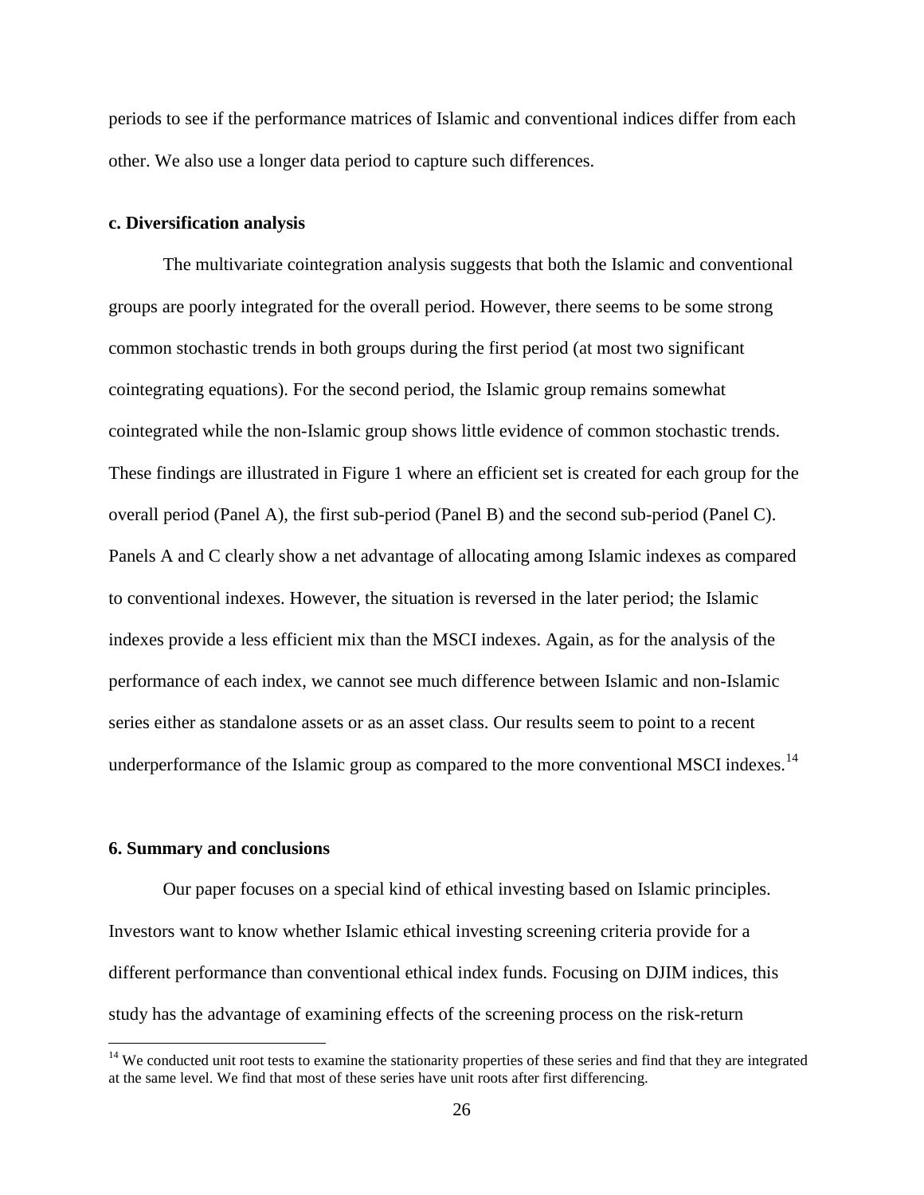periods to see if the performance matrices of Islamic and conventional indices differ from each other. We also use a longer data period to capture such differences.

**c. Diversification analysis**

The multivariate cointegration analysis suggests that both the Islamic and conventional groups are poorly integrated for the overall period. However, there seems to be some strong common stochastic trends in both groups during the first period (at most two significant cointegrating equations). For the second period, the Islamic group remains somewhat cointegrated while the non-Islamic group shows little evidence of common stochastic trends. These findings are illustrated in Figure 1 where an efficient set is created for each group for the overall period (Panel A), the first sub-period (Panel B) and the second sub-period (Panel C). Panels A and C clearly show a net advantage of allocating among Islamic indexes as compared to conventional indexes. However, the situation is reversed in the later period; the Islamic indexes provide a less efficient mix than the MSCI indexes. Again, as for the analysis of the performance of each index, we cannot see much difference between Islamic and non-Islamic series either as standalone assets or as an asset class. Our results seem to point to a recent underperformance of the Islamic group as compared to the more conventional MSCI indexes.[14]

## 6. Summary and conclusions

Our paper focuses on a special kind of ethical investing based on Islamic principles. Investors want to know whether Islamic ethical investing screening criteria provide for a different performance than conventional ethical index funds. Focusing on DJIM indices, this study has the advantage of examining effects of the screening process on the risk-return

---

[14] We conducted unit root tests to examine the stationarity properties of these series and find that they are integrated at the same level. We find that most of these series have unit roots after first differencing.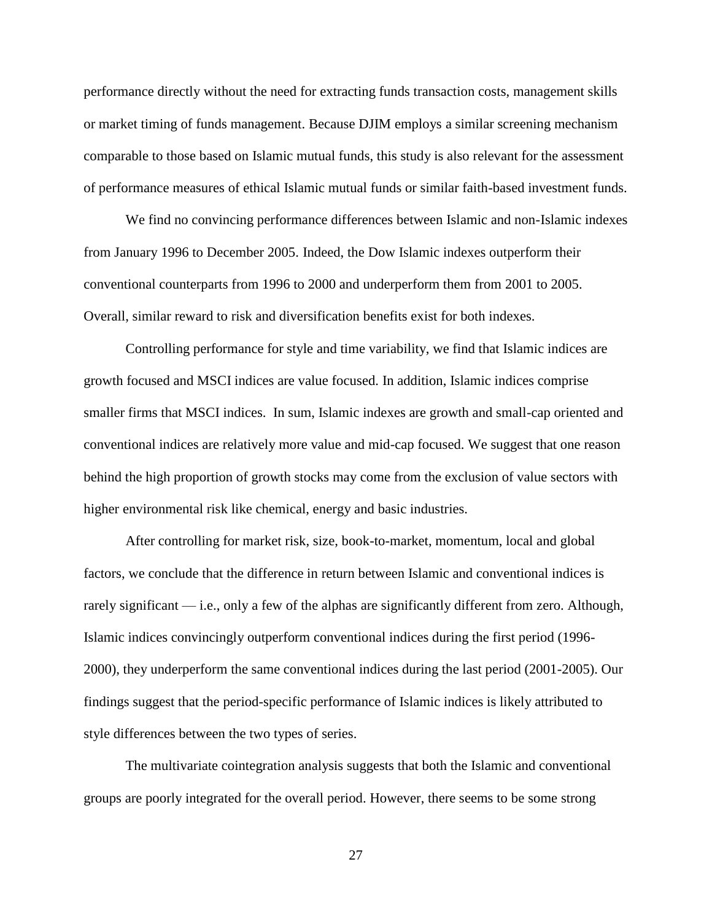performance directly without the need for extracting funds transaction costs, management skills or market timing of funds management. Because DJIM employs a similar screening mechanism comparable to those based on Islamic mutual funds, this study is also relevant for the assessment of performance measures of ethical Islamic mutual funds or similar faith-based investment funds.

We find no convincing performance differences between Islamic and non-Islamic indexes from January 1996 to December 2005. Indeed, the Dow Islamic indexes outperform their conventional counterparts from 1996 to 2000 and underperform them from 2001 to 2005. Overall, similar reward to risk and diversification benefits exist for both indexes.

Controlling performance for style and time variability, we find that Islamic indices are growth focused and MSCI indices are value focused. In addition, Islamic indices comprise smaller firms that MSCI indices.  In sum, Islamic indexes are growth and small-cap oriented and conventional indices are relatively more value and mid-cap focused. We suggest that one reason behind the high proportion of growth stocks may come from the exclusion of value sectors with higher environmental risk like chemical, energy and basic industries.

After controlling for market risk, size, book-to-market, momentum, local and global factors, we conclude that the difference in return between Islamic and conventional indices is rarely significant — i.e., only a few of the alphas are significantly different from zero. Although, Islamic indices convincingly outperform conventional indices during the first period (1996-2000), they underperform the same conventional indices during the last period (2001-2005). Our findings suggest that the period-specific performance of Islamic indices is likely attributed to style differences between the two types of series.

The multivariate cointegration analysis suggests that both the Islamic and conventional groups are poorly integrated for the overall period. However, there seems to be some strong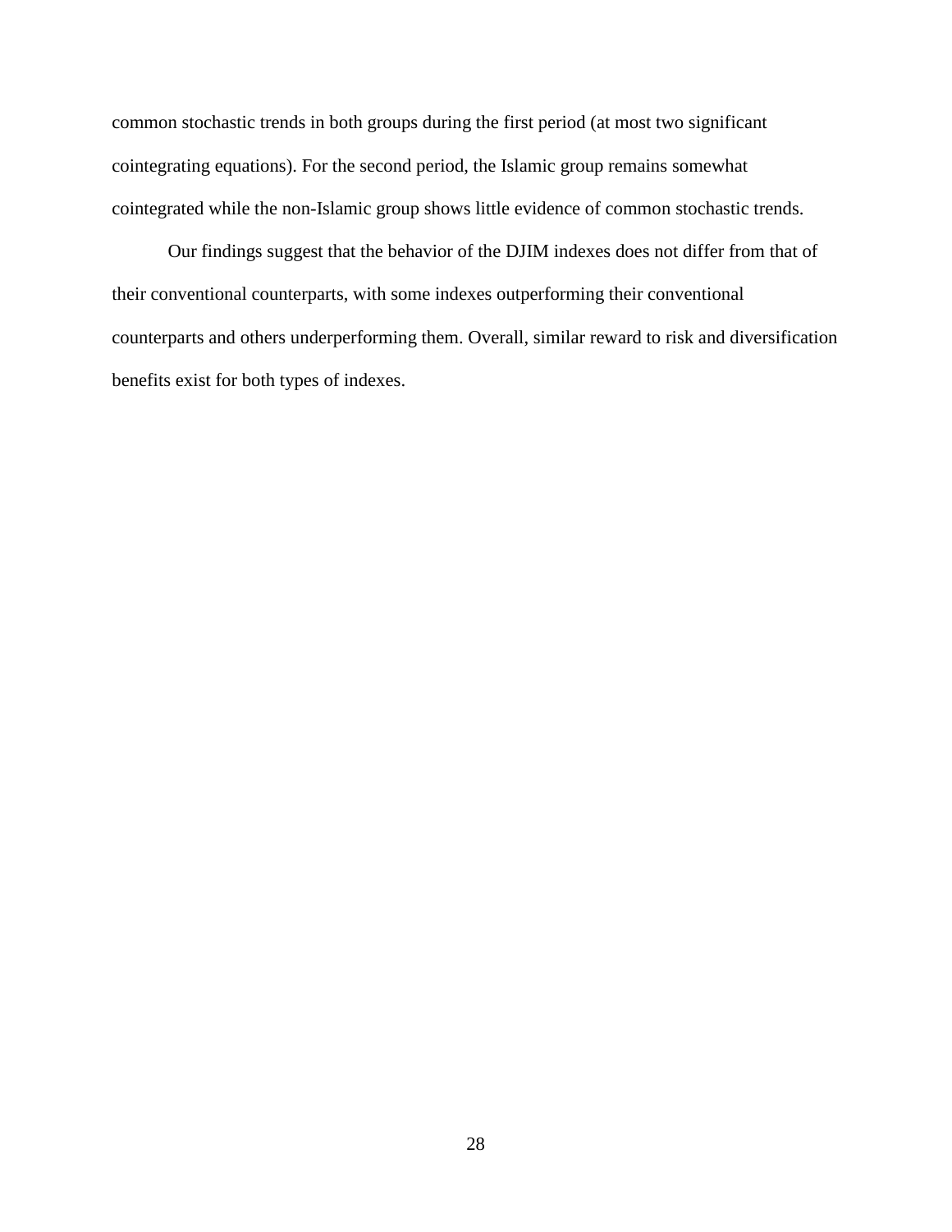common stochastic trends in both groups during the first period (at most two significant cointegrating equations). For the second period, the Islamic group remains somewhat cointegrated while the non-Islamic group shows little evidence of common stochastic trends.

Our findings suggest that the behavior of the DJIM indexes does not differ from that of their conventional counterparts, with some indexes outperforming their conventional counterparts and others underperforming them. Overall, similar reward to risk and diversification benefits exist for both types of indexes.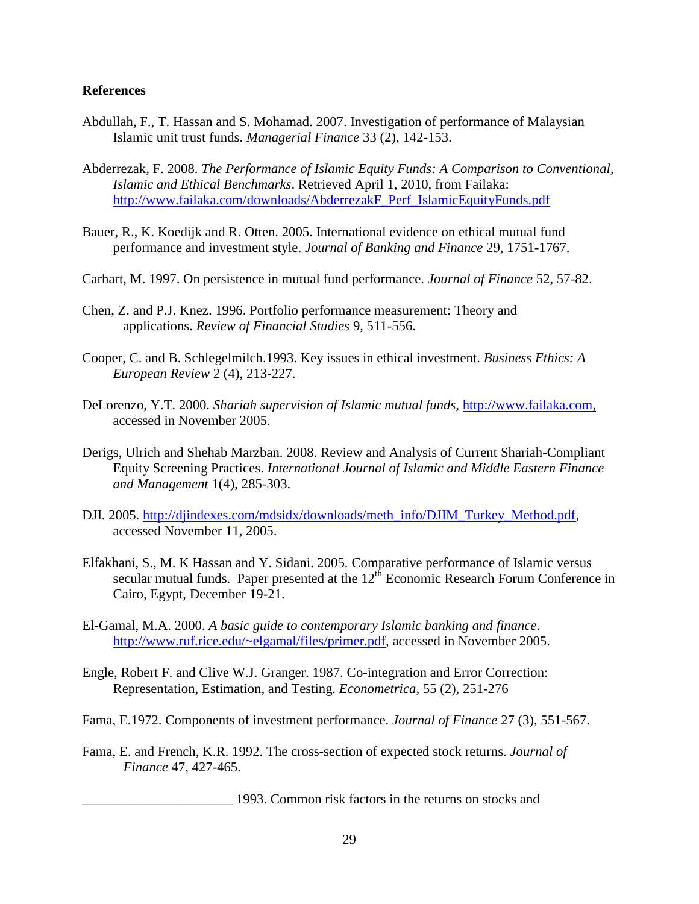**References**

Abdullah, F., T. Hassan and S. Mohamad. 2007. Investigation of performance of Malaysian Islamic unit trust funds. *Managerial Finance* 33 (2), 142-153.

Abderrezak, F. 2008. *The Performance of Islamic Equity Funds: A Comparison to Conventional, Islamic and Ethical Benchmarks*. Retrieved April 1, 2010, from Failaka: http://www.failaka.com/downloads/AbderrezakF_Perf_IslamicEquityFunds.pdf

Bauer, R., K. Koedijk and R. Otten. 2005. International evidence on ethical mutual fund performance and investment style. *Journal of Banking and Finance* 29, 1751-1767.

Carhart, M. 1997. On persistence in mutual fund performance. *Journal of Finance* 52, 57-82.

Chen, Z. and P.J. Knez. 1996. Portfolio performance measurement: Theory and applications. *Review of Financial Studies* 9, 511-556.

Cooper, C. and B. Schlegelmilch.1993. Key issues in ethical investment. *Business Ethics: A European Review* 2 (4), 213-227.

DeLorenzo, Y.T. 2000. *Shariah supervision of Islamic mutual funds,* http://www.failaka.com, accessed in November 2005.

Derigs, Ulrich and Shehab Marzban. 2008. Review and Analysis of Current Shariah-Compliant Equity Screening Practices. *International Journal of Islamic and Middle Eastern Finance and Management* 1(4), 285-303.

DJI. 2005. http://djindexes.com/mdsidx/downloads/meth_info/DJIM_Turkey_Method.pdf, accessed November 11, 2005.

Elfakhani, S., M. K Hassan and Y. Sidani. 2005. Comparative performance of Islamic versus secular mutual funds. Paper presented at the 12th Economic Research Forum Conference in Cairo, Egypt, December 19-21.

El-Gamal, M.A. 2000. *A basic guide to contemporary Islamic banking and finance*. http://www.ruf.rice.edu/~elgamal/files/primer.pdf, accessed in November 2005.

Engle, Robert F. and Clive W.J. Granger. 1987. Co-integration and Error Correction: Representation, Estimation, and Testing. *Econometrica*, 55 (2), 251-276

Fama, E.1972. Components of investment performance. *Journal of Finance* 27 (3), 551-567.

Fama, E. and French, K.R. 1992. The cross-section of expected stock returns. *Journal of Finance* 47, 427-465.

______________________ 1993. Common risk factors in the returns on stocks and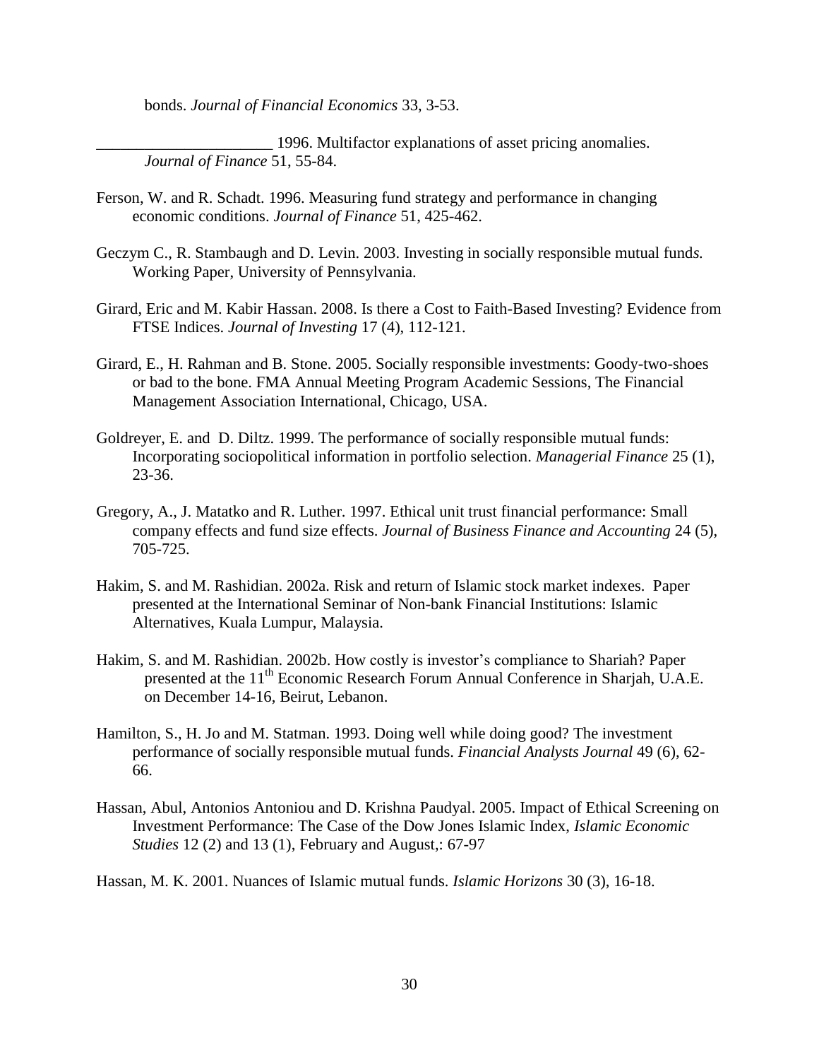bonds. *Journal of Financial Economics* 33, 3-53.

______________________ 1996. Multifactor explanations of asset pricing anomalies. *Journal of Finance* 51, 55-84.

Ferson, W. and R. Schadt. 1996. Measuring fund strategy and performance in changing economic conditions. *Journal of Finance* 51, 425-462.

Geczym C., R. Stambaugh and D. Levin. 2003. Investing in socially responsible mutual fund*s.* Working Paper, University of Pennsylvania.

Girard, Eric and M. Kabir Hassan. 2008. Is there a Cost to Faith-Based Investing? Evidence from FTSE Indices. *Journal of Investing* 17 (4), 112-121.

Girard, E., H. Rahman and B. Stone. 2005. Socially responsible investments: Goody-two-shoes or bad to the bone. FMA Annual Meeting Program Academic Sessions, The Financial Management Association International, Chicago, USA.

Goldreyer, E. and D. Diltz. 1999. The performance of socially responsible mutual funds: Incorporating sociopolitical information in portfolio selection. *Managerial Finance* 25 (1), 23-36.

Gregory, A., J. Matatko and R. Luther. 1997. Ethical unit trust financial performance: Small company effects and fund size effects. *Journal of Business Finance and Accounting* 24 (5), 705-725.

Hakim, S. and M. Rashidian. 2002a. Risk and return of Islamic stock market indexes. Paper presented at the International Seminar of Non-bank Financial Institutions: Islamic Alternatives, Kuala Lumpur, Malaysia.

Hakim, S. and M. Rashidian. 2002b. How costly is investor's compliance to Shariah? Paper presented at the 11th Economic Research Forum Annual Conference in Sharjah, U.A.E. on December 14-16, Beirut, Lebanon.

Hamilton, S., H. Jo and M. Statman. 1993. Doing well while doing good? The investment performance of socially responsible mutual funds. *Financial Analysts Journal* 49 (6), 62-66.

Hassan, Abul, Antonios Antoniou and D. Krishna Paudyal. 2005. Impact of Ethical Screening on Investment Performance: The Case of the Dow Jones Islamic Index, *Islamic Economic Studies* 12 (2) and 13 (1), February and August,: 67-97

Hassan, M. K. 2001. Nuances of Islamic mutual funds. *Islamic Horizons* 30 (3), 16-18.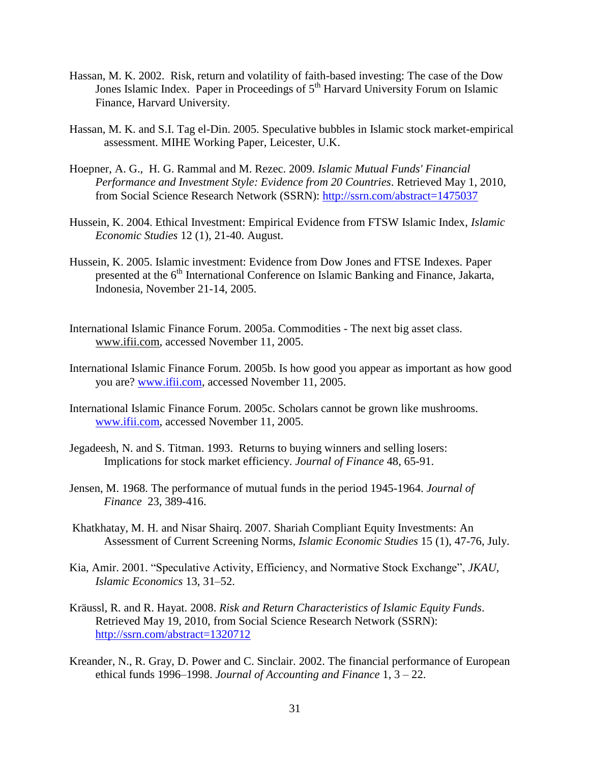Hassan, M. K. 2002. Risk, return and volatility of faith-based investing: The case of the Dow Jones Islamic Index. Paper in Proceedings of 5th Harvard University Forum on Islamic Finance, Harvard University.

Hassan, M. K. and S.I. Tag el-Din. 2005. Speculative bubbles in Islamic stock market-empirical assessment. MIHE Working Paper, Leicester, U.K.

Hoepner, A. G., H. G. Rammal and M. Rezec. 2009. *Islamic Mutual Funds' Financial Performance and Investment Style: Evidence from 20 Countries*. Retrieved May 1, 2010, from Social Science Research Network (SSRN): http://ssrn.com/abstract=1475037

Hussein, K. 2004. Ethical Investment: Empirical Evidence from FTSW Islamic Index, *Islamic Economic Studies* 12 (1), 21-40. August.

Hussein, K. 2005. Islamic investment: Evidence from Dow Jones and FTSE Indexes. Paper presented at the 6th International Conference on Islamic Banking and Finance, Jakarta, Indonesia, November 21-14, 2005.

International Islamic Finance Forum. 2005a. Commodities - The next big asset class. www.ifii.com, accessed November 11, 2005.

International Islamic Finance Forum. 2005b. Is how good you appear as important as how good you are? www.ifii.com, accessed November 11, 2005.

International Islamic Finance Forum. 2005c. Scholars cannot be grown like mushrooms. www.ifii.com, accessed November 11, 2005.

Jegadeesh, N. and S. Titman. 1993. Returns to buying winners and selling losers: Implications for stock market efficiency. *Journal of Finance* 48, 65-91.

Jensen, M. 1968. The performance of mutual funds in the period 1945-1964. *Journal of Finance* 23, 389-416.

Khatkhatay, M. H. and Nisar Shairq. 2007. Shariah Compliant Equity Investments: An Assessment of Current Screening Norms, *Islamic Economic Studies* 15 (1), 47-76, July.

Kia, Amir. 2001. "Speculative Activity, Efficiency, and Normative Stock Exchange", *JKAU, Islamic Economics* 13, 31–52.

Kräussl, R. and R. Hayat. 2008. *Risk and Return Characteristics of Islamic Equity Funds*. Retrieved May 19, 2010, from Social Science Research Network (SSRN): http://ssrn.com/abstract=1320712

Kreander, N., R. Gray, D. Power and C. Sinclair. 2002. The financial performance of European ethical funds 1996–1998. *Journal of Accounting and Finance* 1, 3 – 22.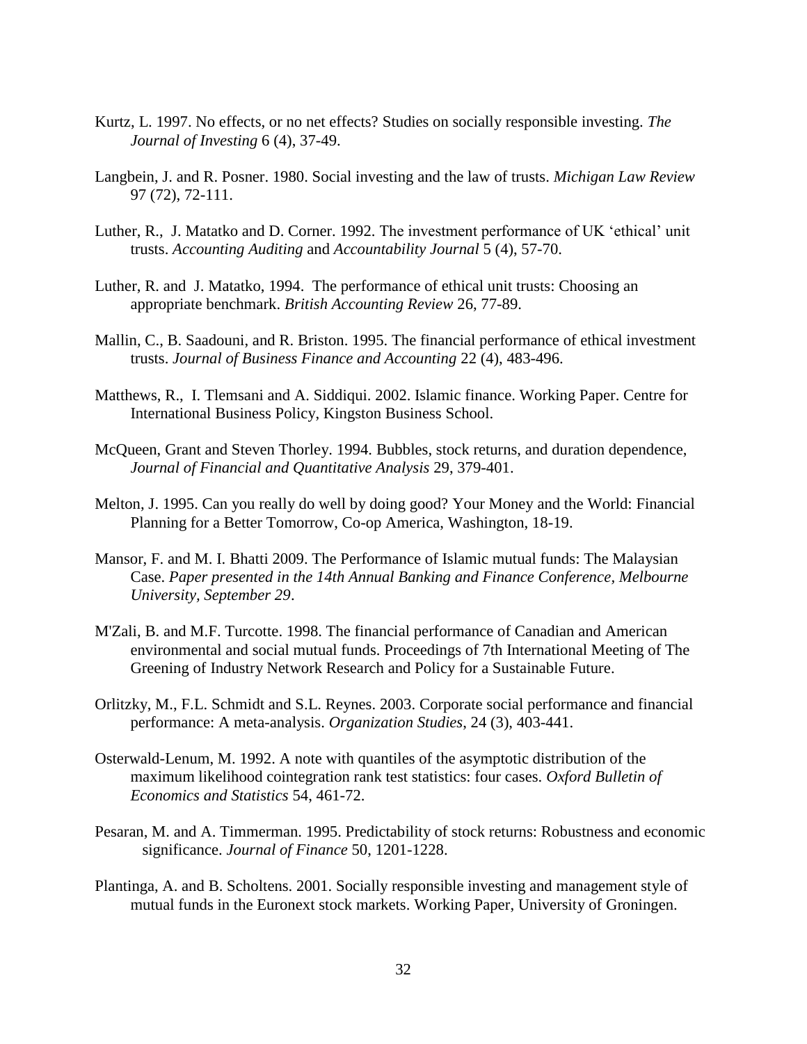Kurtz, L. 1997. No effects, or no net effects? Studies on socially responsible investing. *The Journal of Investing* 6 (4), 37-49.

Langbein, J. and R. Posner. 1980. Social investing and the law of trusts. *Michigan Law Review* 97 (72), 72-111.

Luther, R., J. Matatko and D. Corner. 1992. The investment performance of UK 'ethical' unit trusts. *Accounting Auditing* and *Accountability Journal* 5 (4), 57-70.

Luther, R. and J. Matatko, 1994. The performance of ethical unit trusts: Choosing an appropriate benchmark. *British Accounting Review* 26, 77-89.

Mallin, C., B. Saadouni, and R. Briston. 1995. The financial performance of ethical investment trusts. *Journal of Business Finance and Accounting* 22 (4), 483-496.

Matthews, R., I. Tlemsani and A. Siddiqui. 2002. Islamic finance. Working Paper. Centre for International Business Policy, Kingston Business School.

McQueen, Grant and Steven Thorley. 1994. Bubbles, stock returns, and duration dependence, *Journal of Financial and Quantitative Analysis* 29, 379-401.

Melton, J. 1995. Can you really do well by doing good? Your Money and the World: Financial Planning for a Better Tomorrow, Co-op America, Washington, 18-19.

Mansor, F. and M. I. Bhatti 2009. The Performance of Islamic mutual funds: The Malaysian Case. *Paper presented in the 14th Annual Banking and Finance Conference, Melbourne University, September 29*.

M'Zali, B. and M.F. Turcotte. 1998. The financial performance of Canadian and American environmental and social mutual funds. Proceedings of 7th International Meeting of The Greening of Industry Network Research and Policy for a Sustainable Future.

Orlitzky, M., F.L. Schmidt and S.L. Reynes. 2003. Corporate social performance and financial performance: A meta-analysis. *Organization Studies*, 24 (3), 403-441.

Osterwald-Lenum, M. 1992. A note with quantiles of the asymptotic distribution of the maximum likelihood cointegration rank test statistics: four cases. *Oxford Bulletin of Economics and Statistics* 54, 461-72.

Pesaran, M. and A. Timmerman. 1995. Predictability of stock returns: Robustness and economic significance. *Journal of Finance* 50, 1201-1228.

Plantinga, A. and B. Scholtens. 2001. Socially responsible investing and management style of mutual funds in the Euronext stock markets. Working Paper, University of Groningen.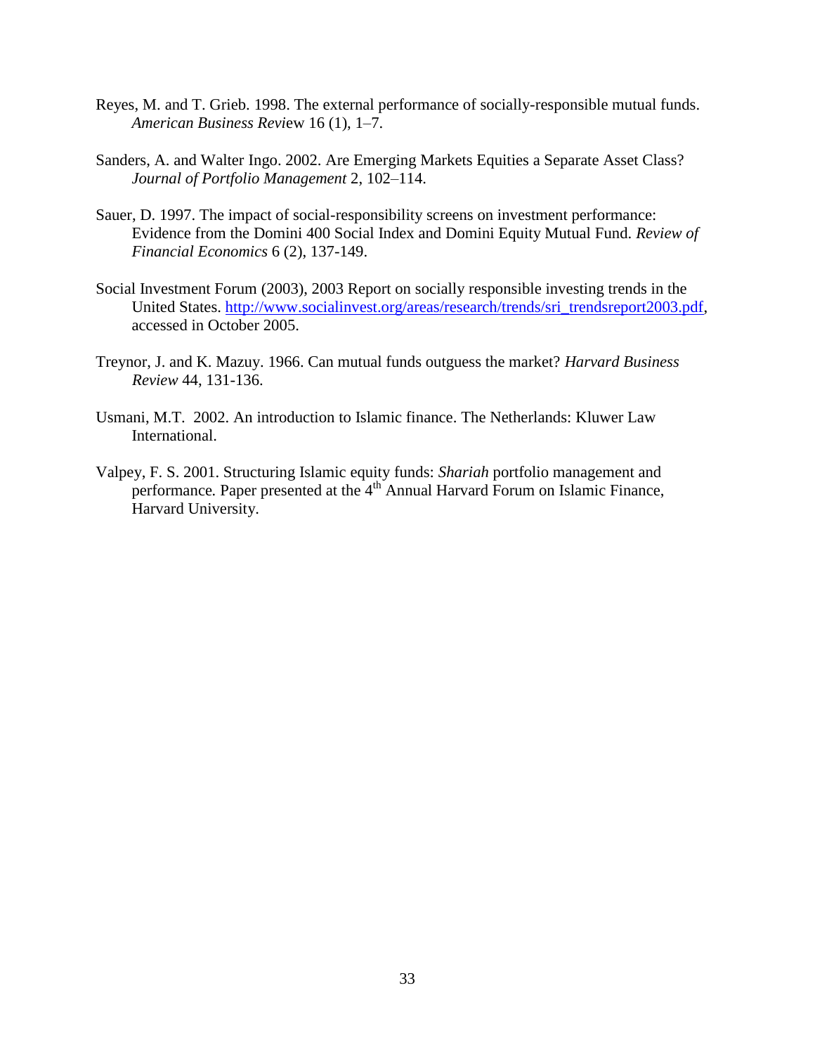Reyes, M. and T. Grieb. 1998. The external performance of socially-responsible mutual funds. *American Business Revi*ew 16 (1), 1–7.

Sanders, A. and Walter Ingo. 2002. Are Emerging Markets Equities a Separate Asset Class? *Journal of Portfolio Management* 2, 102–114.

Sauer, D. 1997. The impact of social-responsibility screens on investment performance: Evidence from the Domini 400 Social Index and Domini Equity Mutual Fund. *Review of Financial Economics* 6 (2), 137-149.

Social Investment Forum (2003), 2003 Report on socially responsible investing trends in the United States. http://www.socialinvest.org/areas/research/trends/sri_trendsreport2003.pdf, accessed in October 2005.

Treynor, J. and K. Mazuy. 1966. Can mutual funds outguess the market? *Harvard Business Review* 44, 131-136.

Usmani, M.T. 2002. An introduction to Islamic finance. The Netherlands: Kluwer Law International.

Valpey, F. S. 2001. Structuring Islamic equity funds: *Shariah* portfolio management and performance. Paper presented at the 4th Annual Harvard Forum on Islamic Finance, Harvard University.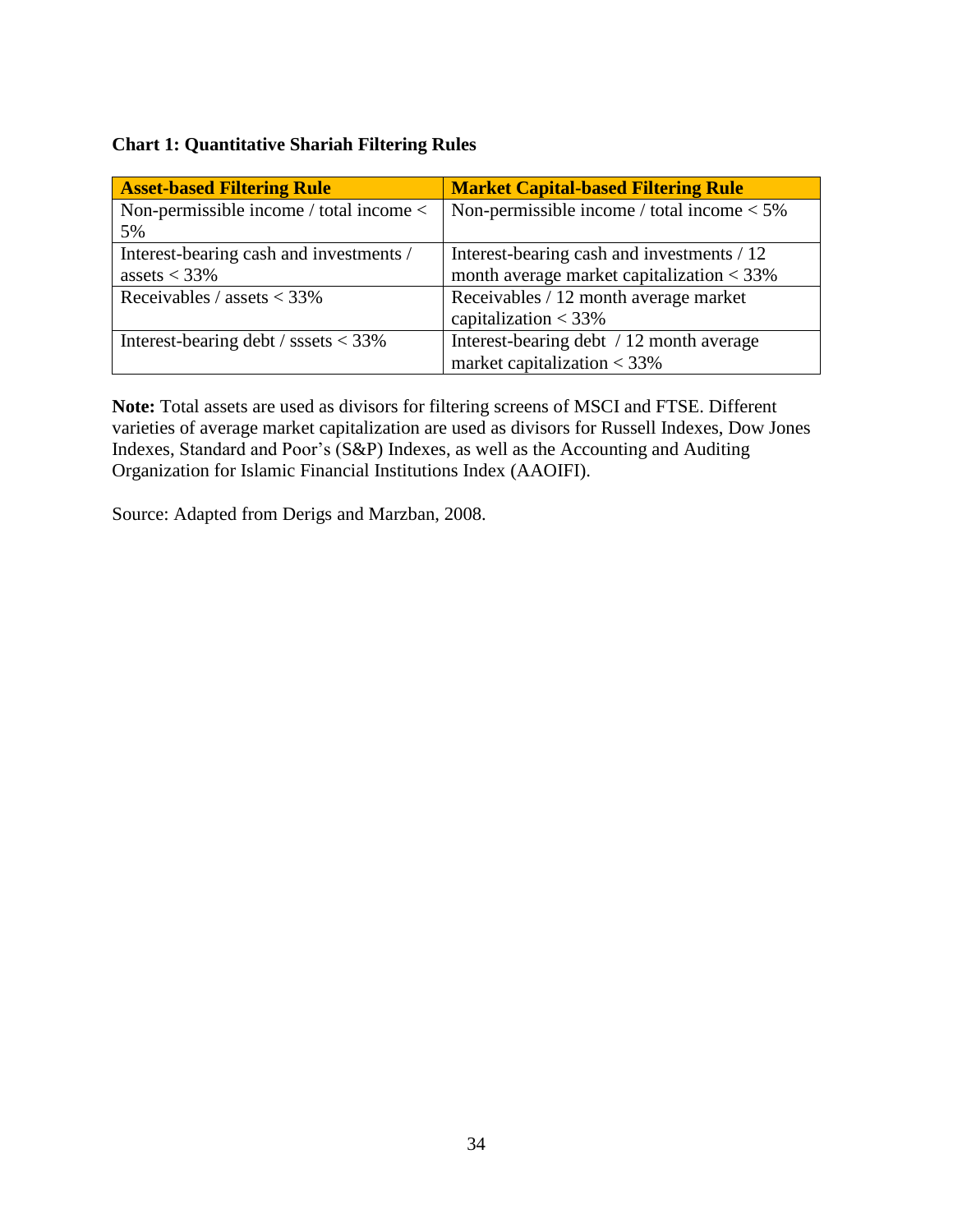**Chart 1: Quantitative Shariah Filtering Rules**

| Asset-based Filtering Rule | Market Capital-based Filtering Rule |
|---|---|
| Non-permissible income / total income < 5% | Non-permissible income / total income < 5% |
| Interest-bearing cash and investments / assets < 33% | Interest-bearing cash and investments / 12 month average market capitalization < 33% |
| Receivables / assets < 33% | Receivables / 12 month average market capitalization < 33% |
| Interest-bearing debt / sssets < 33% | Interest-bearing debt / 12 month average market capitalization < 33% |

**Note:** Total assets are used as divisors for filtering screens of MSCI and FTSE. Different varieties of average market capitalization are used as divisors for Russell Indexes, Dow Jones Indexes, Standard and Poor's (S&P) Indexes, as well as the Accounting and Auditing Organization for Islamic Financial Institutions Index (AAOIFI).

Source: Adapted from Derigs and Marzban, 2008.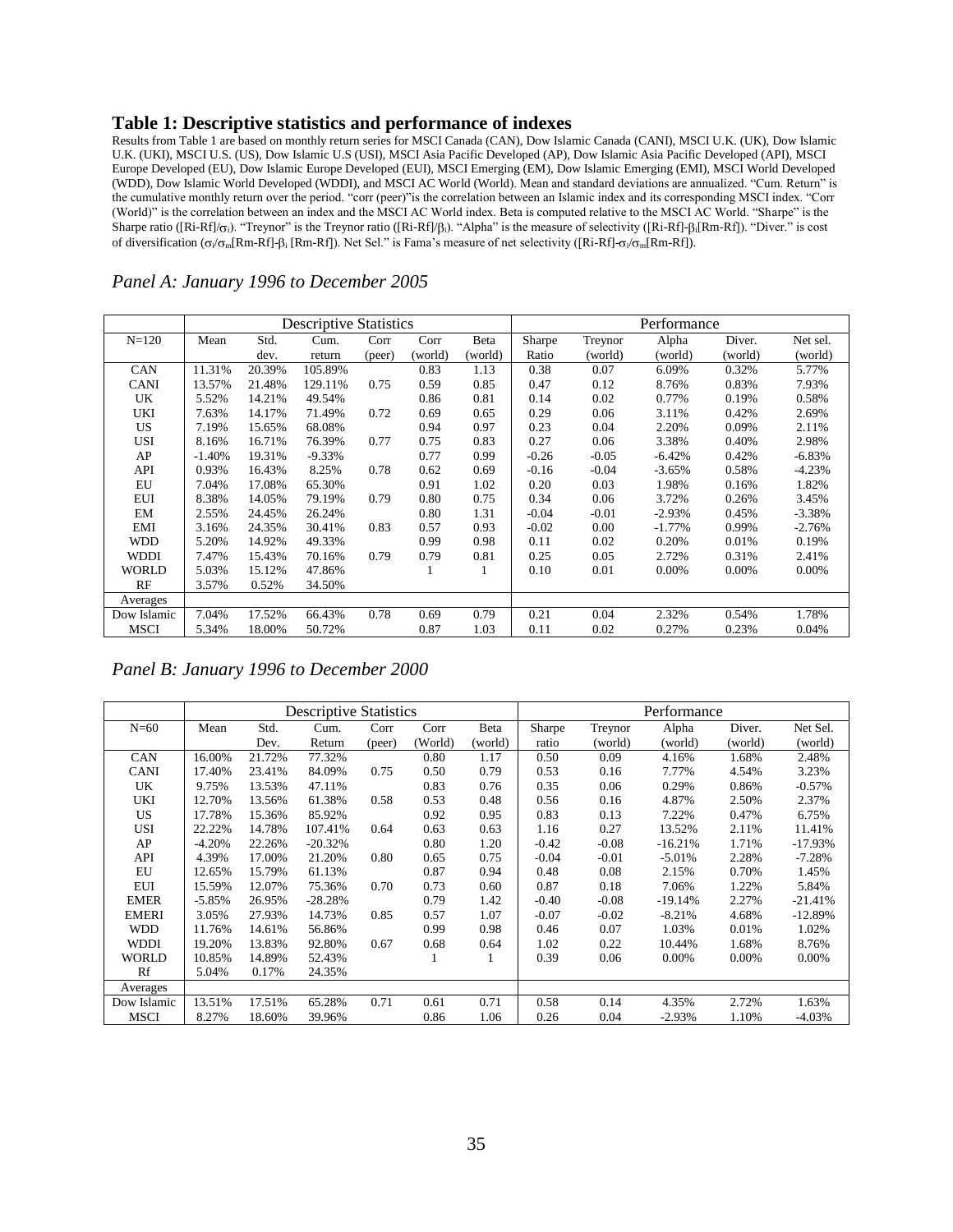# Table 1: Descriptive statistics and performance of indexes

Results from Table 1 are based on monthly return series for MSCI Canada (CAN), Dow Islamic Canada (CANI), MSCI U.K. (UK), Dow Islamic U.K. (UKI), MSCI U.S. (US), Dow Islamic U.S (USI), MSCI Asia Pacific Developed (AP), Dow Islamic Asia Pacific Developed (API), MSCI Europe Developed (EU), Dow Islamic Europe Developed (EUI), MSCI Emerging (EM), Dow Islamic Emerging (EMI), MSCI World Developed (WDD), Dow Islamic World Developed (WDDI), and MSCI AC World (World). Mean and standard deviations are annualized. "Cum. Return" is the cumulative monthly return over the period. "corr (peer)"is the correlation between an Islamic index and its corresponding MSCI index. "Corr (World)" is the correlation between an index and the MSCI AC World index. Beta is computed relative to the MSCI AC World. "Sharpe" is the Sharpe ratio ($[R_i\text{-}R_f]/\sigma_i$). "Treynor" is the Treynor ratio ($[R_i\text{-}R_f]/\beta_i$). "Alpha" is the measure of selectivity ($[R_i\text{-}R_f]\text{-}\beta_i[R_m\text{-}R_f]$). "Diver." is cost of diversification ($\sigma_i/\sigma_m[R_m\text{-}R_f]\text{-}\beta_i[R_m\text{-}R_f]$). Net Sel." is Fama's measure of net selectivity ($[R_i\text{-}R_f]\text{-}\sigma_i/\sigma_m[R_m\text{-}R_f]$).

*Panel A: January 1996 to December 2005*

| | Descriptive Statistics | | | | | | Performance | | | | |
|---|---|---|---|---|---|---|---|---|---|---|---|
| N=120 | Mean | Std. dev. | Cum. return | Corr (peer) | Corr (world) | Beta (world) | Sharpe Ratio | Treynor (world) | Alpha (world) | Diver. (world) | Net sel. (world) |
| CAN | 11.31% | 20.39% | 105.89% | | 0.83 | 1.13 | 0.38 | 0.07 | 6.09% | 0.32% | 5.77% |
| CANI | 13.57% | 21.48% | 129.11% | 0.75 | 0.59 | 0.85 | 0.47 | 0.12 | 8.76% | 0.83% | 7.93% |
| UK | 5.52% | 14.21% | 49.54% | | 0.86 | 0.81 | 0.14 | 0.02 | 0.77% | 0.19% | 0.58% |
| UKI | 7.63% | 14.17% | 71.49% | 0.72 | 0.69 | 0.65 | 0.29 | 0.06 | 3.11% | 0.42% | 2.69% |
| US | 7.19% | 15.65% | 68.08% | | 0.94 | 0.97 | 0.23 | 0.04 | 2.20% | 0.09% | 2.11% |
| USI | 8.16% | 16.71% | 76.39% | 0.77 | 0.75 | 0.83 | 0.27 | 0.06 | 3.38% | 0.40% | 2.98% |
| AP | -1.40% | 19.31% | -9.33% | | 0.77 | 0.99 | -0.26 | -0.05 | -6.42% | 0.42% | -6.83% |
| API | 0.93% | 16.43% | 8.25% | 0.78 | 0.62 | 0.69 | -0.16 | -0.04 | -3.65% | 0.58% | -4.23% |
| EU | 7.04% | 17.08% | 65.30% | | 0.91 | 1.02 | 0.20 | 0.03 | 1.98% | 0.16% | 1.82% |
| EUI | 8.38% | 14.05% | 79.19% | 0.79 | 0.80 | 0.75 | 0.34 | 0.06 | 3.72% | 0.26% | 3.45% |
| EM | 2.55% | 24.45% | 26.24% | | 0.80 | 1.31 | -0.04 | -0.01 | -2.93% | 0.45% | -3.38% |
| EMI | 3.16% | 24.35% | 30.41% | 0.83 | 0.57 | 0.93 | -0.02 | 0.00 | -1.77% | 0.99% | -2.76% |
| WDD | 5.20% | 14.92% | 49.33% | | 0.99 | 0.98 | 0.11 | 0.02 | 0.20% | 0.01% | 0.19% |
| WDDI | 7.47% | 15.43% | 70.16% | 0.79 | 0.79 | 0.81 | 0.25 | 0.05 | 2.72% | 0.31% | 2.41% |
| WORLD | 5.03% | 15.12% | 47.86% | | 1 | 1 | 0.10 | 0.01 | 0.00% | 0.00% | 0.00% |
| RF | 3.57% | 0.52% | 34.50% | | | | | | | | |
| Averages | | | | | | | | | | | |
| Dow Islamic | 7.04% | 17.52% | 66.43% | 0.78 | 0.69 | 0.79 | 0.21 | 0.04 | 2.32% | 0.54% | 1.78% |
| MSCI | 5.34% | 18.00% | 50.72% | | 0.87 | 1.03 | 0.11 | 0.02 | 0.27% | 0.23% | 0.04% |

*Panel B: January 1996 to December 2000*

| | Descriptive Statistics | | | | | | Performance | | | | |
|---|---|---|---|---|---|---|---|---|---|---|---|
| N=60 | Mean | Std. Dev. | Cum. Return | Corr (peer) | Corr (World) | Beta (world) | Sharpe ratio | Treynor (world) | Alpha (world) | Diver. (world) | Net Sel. (world) |
| CAN | 16.00% | 21.72% | 77.32% | | 0.80 | 1.17 | 0.50 | 0.09 | 4.16% | 1.68% | 2.48% |
| CANI | 17.40% | 23.41% | 84.09% | 0.75 | 0.50 | 0.79 | 0.53 | 0.16 | 7.77% | 4.54% | 3.23% |
| UK | 9.75% | 13.53% | 47.11% | | 0.83 | 0.76 | 0.35 | 0.06 | 0.29% | 0.86% | -0.57% |
| UKI | 12.70% | 13.56% | 61.38% | 0.58 | 0.53 | 0.48 | 0.56 | 0.16 | 4.87% | 2.50% | 2.37% |
| US | 17.78% | 15.36% | 85.92% | | 0.92 | 0.95 | 0.83 | 0.13 | 7.22% | 0.47% | 6.75% |
| USI | 22.22% | 14.78% | 107.41% | 0.64 | 0.63 | 0.63 | 1.16 | 0.27 | 13.52% | 2.11% | 11.41% |
| AP | -4.20% | 22.26% | -20.32% | | 0.80 | 1.20 | -0.42 | -0.08 | -16.21% | 1.71% | -17.93% |
| API | 4.39% | 17.00% | 21.20% | 0.80 | 0.65 | 0.75 | -0.04 | -0.01 | -5.01% | 2.28% | -7.28% |
| EU | 12.65% | 15.79% | 61.13% | | 0.87 | 0.94 | 0.48 | 0.08 | 2.15% | 0.70% | 1.45% |
| EUI | 15.59% | 12.07% | 75.36% | 0.70 | 0.73 | 0.60 | 0.87 | 0.18 | 7.06% | 1.22% | 5.84% |
| EMER | -5.85% | 26.95% | -28.28% | | 0.79 | 1.42 | -0.40 | -0.08 | -19.14% | 2.27% | -21.41% |
| EMERI | 3.05% | 27.93% | 14.73% | 0.85 | 0.57 | 1.07 | -0.07 | -0.02 | -8.21% | 4.68% | -12.89% |
| WDD | 11.76% | 14.61% | 56.86% | | 0.99 | 0.98 | 0.46 | 0.07 | 1.03% | 0.01% | 1.02% |
| WDDI | 19.20% | 13.83% | 92.80% | 0.67 | 0.68 | 0.64 | 1.02 | 0.22 | 10.44% | 1.68% | 8.76% |
| WORLD | 10.85% | 14.89% | 52.43% | | 1 | 1 | 0.39 | 0.06 | 0.00% | 0.00% | 0.00% |
| Rf | 5.04% | 0.17% | 24.35% | | | | | | | | |
| Averages | | | | | | | | | | | |
| Dow Islamic | 13.51% | 17.51% | 65.28% | 0.71 | 0.61 | 0.71 | 0.58 | 0.14 | 4.35% | 2.72% | 1.63% |
| MSCI | 8.27% | 18.60% | 39.96% | | 0.86 | 1.06 | 0.26 | 0.04 | -2.93% | 1.10% | -4.03% |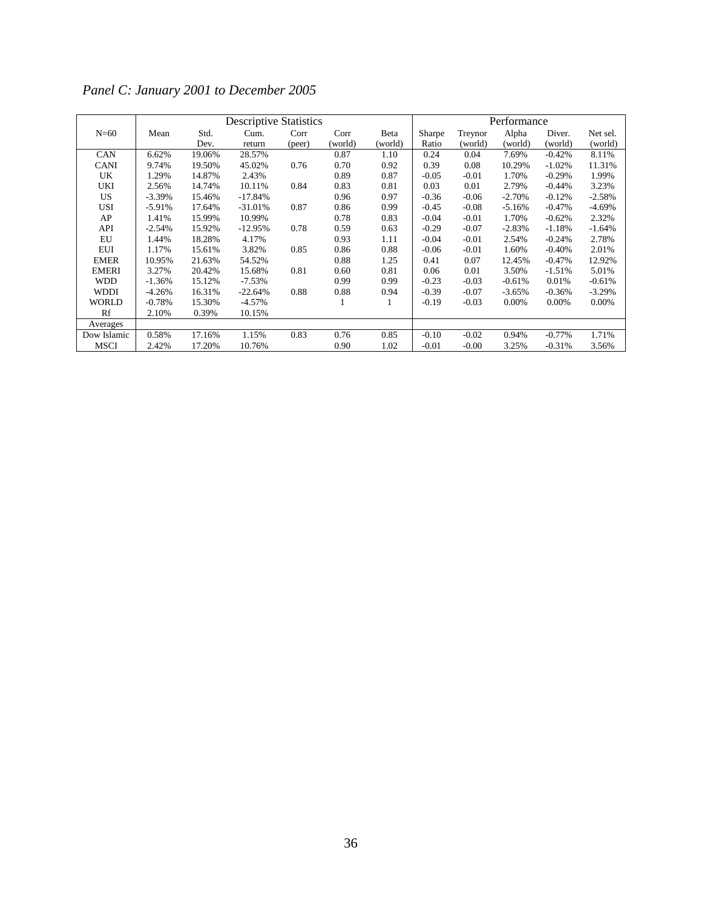*Panel C: January 2001 to December 2005*

| N=60 | Descriptive Statistics | | | | | | Performance | | | | |
|---|---|---|---|---|---|---|---|---|---|---|---|
| | Mean | Std. Dev. | Cum. return | Corr (peer) | Corr (world) | Beta (world) | Sharpe Ratio | Treynor (world) | Alpha (world) | Diver. (world) | Net sel. (world) |
| CAN | 6.62% | 19.06% | 28.57% | | 0.87 | 1.10 | 0.24 | 0.04 | 7.69% | -0.42% | 8.11% |
| CANI | 9.74% | 19.50% | 45.02% | 0.76 | 0.70 | 0.92 | 0.39 | 0.08 | 10.29% | -1.02% | 11.31% |
| UK | 1.29% | 14.87% | 2.43% | | 0.89 | 0.87 | -0.05 | -0.01 | 1.70% | -0.29% | 1.99% |
| UKI | 2.56% | 14.74% | 10.11% | 0.84 | 0.83 | 0.81 | 0.03 | 0.01 | 2.79% | -0.44% | 3.23% |
| US | -3.39% | 15.46% | -17.84% | | 0.96 | 0.97 | -0.36 | -0.06 | -2.70% | -0.12% | -2.58% |
| USI | -5.91% | 17.64% | -31.01% | 0.87 | 0.86 | 0.99 | -0.45 | -0.08 | -5.16% | -0.47% | -4.69% |
| AP | 1.41% | 15.99% | 10.99% | | 0.78 | 0.83 | -0.04 | -0.01 | 1.70% | -0.62% | 2.32% |
| API | -2.54% | 15.92% | -12.95% | 0.78 | 0.59 | 0.63 | -0.29 | -0.07 | -2.83% | -1.18% | -1.64% |
| EU | 1.44% | 18.28% | 4.17% | | 0.93 | 1.11 | -0.04 | -0.01 | 2.54% | -0.24% | 2.78% |
| EUI | 1.17% | 15.61% | 3.82% | 0.85 | 0.86 | 0.88 | -0.06 | -0.01 | 1.60% | -0.40% | 2.01% |
| EMER | 10.95% | 21.63% | 54.52% | | 0.88 | 1.25 | 0.41 | 0.07 | 12.45% | -0.47% | 12.92% |
| EMERI | 3.27% | 20.42% | 15.68% | 0.81 | 0.60 | 0.81 | 0.06 | 0.01 | 3.50% | -1.51% | 5.01% |
| WDD | -1.36% | 15.12% | -7.53% | | 0.99 | 0.99 | -0.23 | -0.03 | -0.61% | 0.01% | -0.61% |
| WDDI | -4.26% | 16.31% | -22.64% | 0.88 | 0.88 | 0.94 | -0.39 | -0.07 | -3.65% | -0.36% | -3.29% |
| WORLD | -0.78% | 15.30% | -4.57% | | 1 | 1 | -0.19 | -0.03 | 0.00% | 0.00% | 0.00% |
| Rf | 2.10% | 0.39% | 10.15% | | | | | | | | |
| Averages | | | | | | | | | | | |
| Dow Islamic | 0.58% | 17.16% | 1.15% | 0.83 | 0.76 | 0.85 | -0.10 | -0.02 | 0.94% | -0.77% | 1.71% |
| MSCI | 2.42% | 17.20% | 10.76% | | 0.90 | 1.02 | -0.01 | -0.00 | 3.25% | -0.31% | 3.56% |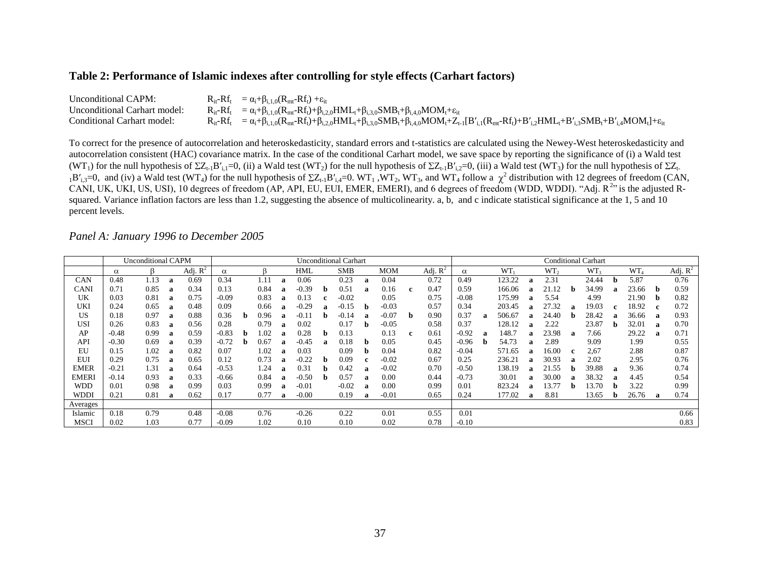## Table 2: Performance of Islamic indexes after controlling for style effects (Carhart factors)

Unconditional CAPM: $R_{it}\text{-}Rf_t = \alpha_i+\beta_{i,1,0}(R_{mt}\text{-}Rf_t) +\varepsilon_{it}$

Unconditional Carhart model: $R_{it}\text{-}Rf_t = \alpha_i+\beta_{i,1,0}(R_{mt}\text{-}Rf_t)+\beta_{i,2,0}HML_t+\beta_{i,3,0}SMB_t+\beta_{i,4,0}MOM_t+\varepsilon_{it}$

Conditional Carhart model: $R_{it}\text{-}Rf_t = \alpha_i+\beta_{i,1,0}(R_{mt}\text{-}Rf_t)+\beta_{i,2,0}HML_t+\beta_{i,3,0}SMB_t+\beta_{i,4,0}MOM_t+Z_{t-1}[B'_{i,1}(R_{mt}\text{-}Rf_t)+B'_{i,2}HML_t+B'_{i,3}SMB_t+B'_{i,4}MOM_t]+\varepsilon_{it}$

To correct for the presence of autocorrelation and heteroskedasticity, standard errors and t-statistics are calculated using the Newey-West heteroskedasticity and autocorrelation consistent (HAC) covariance matrix. In the case of the conditional Carhart model, we save space by reporting the significance of (i) a Wald test ($WT_1$) for the null hypothesis of $\Sigma Z_{t-1}B'_{i,1}=0$, (ii) a Wald test ($WT_2$) for the null hypothesis of $\Sigma Z_{t-1}B'_{i,2}=0$, (iii) a Wald test ($WT_3$) for the null hypothesis of $\Sigma Z_{t-1}B'_{i,3}=0$, and (iv) a Wald test ($WT_4$) for the null hypothesis of $\Sigma Z_{t-1}B'_{i,4}=0$. $WT_1$, $WT_2$, $WT_3$, and $WT_4$ follow a $\chi^2$ distribution with 12 degrees of freedom (CAN, CANI, UK, UKI, US, USI), 10 degrees of freedom (AP, API, EU, EUI, EMER, EMERI), and 6 degrees of freedom (WDD, WDDI). "Adj. $R^2$" is the adjusted R-squared. Variance inflation factors are less than 1.2, suggesting the absence of multicolinearity. a, b, and c indicate statistical significance at the 1, 5 and 10 percent levels.

*Panel A: January 1996 to December 2005*

| | Unconditional CAPM | | | | Unconditional Carhart | | | | | | | | | | | | Conditional Carhart | | | | | | | | | | | | |
|---|---|---|---|---|---|---|---|---|---|---|---|---|---|---|---|---|---|---|---|---|---|---|---|---|---|---|---|---|---|
| | $\alpha$ | $\beta$ | | Adj. $R^2$ | $\alpha$ | | $\beta$ | | HML | | SMB | | MOM | | Adj. $R^2$ | $\alpha$ | | $WT_1$ | | $WT_2$ | | $WT_3$ | | $WT_4$ | | Adj. $R^2$ |
| CAN | 0.48 | 1.13 | a | 0.69 | 0.34 | | 1.11 | a | 0.06 | | 0.23 | a | 0.04 | | 0.72 | 0.49 | | 123.22 | a | 2.31 | | 24.44 | b | 5.87 | | 0.76 |
| CANI | 0.71 | 0.85 | a | 0.34 | 0.13 | | 0.84 | a | -0.39 | b | 0.51 | a | 0.16 | c | 0.47 | 0.59 | | 166.06 | a | 21.12 | b | 34.99 | a | 23.66 | b | 0.59 |
| UK | 0.03 | 0.81 | a | 0.75 | -0.09 | | 0.83 | a | 0.13 | c | -0.02 | | 0.05 | | 0.75 | -0.08 | | 175.99 | a | 5.54 | | 4.99 | | 21.90 | b | 0.82 |
| UKI | 0.24 | 0.65 | a | 0.48 | 0.09 | | 0.66 | a | -0.29 | a | -0.15 | b | -0.03 | | 0.57 | 0.34 | | 203.45 | a | 27.32 | a | 19.03 | c | 18.92 | c | 0.72 |
| US | 0.18 | 0.97 | a | 0.88 | 0.36 | b | 0.96 | a | -0.11 | b | -0.14 | a | -0.07 | b | 0.90 | 0.37 | a | 506.67 | a | 24.40 | b | 28.42 | a | 36.66 | a | 0.93 |
| USI | 0.26 | 0.83 | a | 0.56 | 0.28 | | 0.79 | a | 0.02 | | 0.17 | b | -0.05 | | 0.58 | 0.37 | | 128.12 | a | 2.22 | | 23.87 | b | 32.01 | a | 0.70 |
| AP | -0.48 | 0.99 | a | 0.59 | -0.83 | b | 1.02 | a | 0.28 | b | 0.13 | | 0.13 | c | 0.61 | -0.92 | a | 148.7 | a | 23.98 | a | 7.66 | | 29.22 | a | 0.71 |
| API | -0.30 | 0.69 | a | 0.39 | -0.72 | b | 0.67 | a | -0.45 | a | 0.18 | b | 0.05 | | 0.45 | -0.96 | b | 54.73 | a | 2.89 | | 9.09 | | 1.99 | | 0.55 |
| EU | 0.15 | 1.02 | a | 0.82 | 0.07 | | 1.02 | a | 0.03 | | 0.09 | b | 0.04 | | 0.82 | -0.04 | | 571.65 | a | 16.00 | c | 2,67 | | 2.88 | | 0.87 |
| EUI | 0.29 | 0.75 | a | 0.65 | 0.12 | | 0.73 | a | -0.22 | b | 0.09 | c | -0.02 | | 0.67 | 0.25 | | 236.21 | a | 30.93 | a | 2.02 | | 2.95 | | 0.76 |
| EMER | -0.21 | 1.31 | a | 0.64 | -0.53 | | 1.24 | a | 0.31 | b | 0.42 | a | -0.02 | | 0.70 | -0.50 | | 138.19 | a | 21.55 | b | 39.88 | a | 9.36 | | 0.74 |
| EMERI | -0.14 | 0.93 | a | 0.33 | -0.66 | | 0.84 | a | -0.50 | b | 0.57 | a | 0.00 | | 0.44 | -0.73 | | 30.01 | a | 30.00 | a | 38.32 | a | 4.45 | | 0.54 |
| WDD | 0.01 | 0.98 | a | 0.99 | 0.03 | | 0.99 | a | -0.01 | | -0.02 | a | 0.00 | | 0.99 | 0.01 | | 823.24 | a | 13.77 | b | 13.70 | b | 3.22 | | 0.99 |
| WDDI | 0.21 | 0.81 | a | 0.62 | 0.17 | | 0.77 | a | -0.00 | | 0.19 | a | -0.01 | | 0.65 | 0.24 | | 177.02 | a | 8.81 | | 13.65 | b | 26.76 | a | 0.74 |
| Averages | | | | | | | | | | | | | | | | | | | | | | | | | | |
| Islamic | 0.18 | 0.79 | | 0.48 | -0.08 | | 0.76 | | -0.26 | | 0.22 | | 0.01 | | 0.55 | 0.01 | | | | | | | | | | 0.66 |
| MSCI | 0.02 | 1.03 | | 0.77 | -0.09 | | 1.02 | | 0.10 | | 0.10 | | 0.02 | | 0.78 | -0.10 | | | | | | | | | | 0.83 |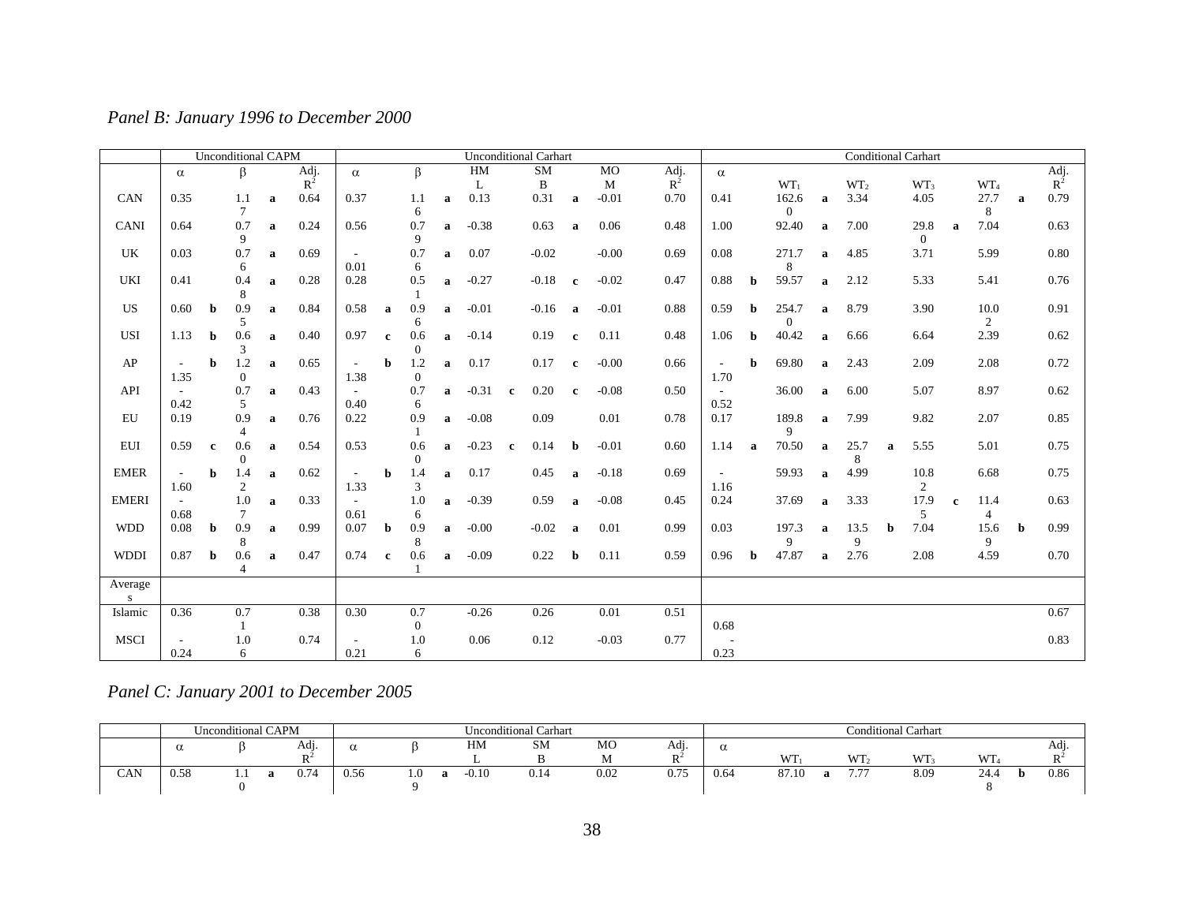*Panel B: January 1996 to December 2000*

| | Unconditional CAPM | | | | | Unconditional Carhart | | | | | | | | | | Conditional Carhart | | | | | | | | | | | |
|---|---|---|---|---|---|---|---|---|---|---|---|---|---|---|---|---|---|---|---|---|---|---|---|---|---|---|---|
| | α | | β | | Adj. $R^2$ | α | | β | | HML | | SMB | | MOM | Adj. $R^2$ | α | | $WT_1$ | | $WT_2$ | | $WT_3$ | | $WT_4$ | | Adj. $R^2$ |
| CAN | 0.35 | | 1.17 | a | 0.64 | 0.37 | | 1.16 | a | 0.13 | | 0.31 | a | -0.01 | 0.70 | 0.41 | | 162.60 | a | 3.34 | | 4.05 | | 27.78 | a | 0.79 |
| CANI | 0.64 | | 0.79 | a | 0.24 | 0.56 | | 0.79 | a | -0.38 | | 0.63 | a | 0.06 | 0.48 | 1.00 | | 92.40 | a | 7.00 | | 29.80 | a | 7.04 | | 0.63 |
| UK | 0.03 | | 0.76 | a | 0.69 | -0.01 | | 0.76 | a | 0.07 | | -0.02 | | -0.00 | 0.69 | 0.08 | | 271.78 | a | 4.85 | | 3.71 | | 5.99 | | 0.80 |
| UKI | 0.41 | | 0.48 | a | 0.28 | 0.28 | | 0.51 | a | -0.27 | | -0.18 | c | -0.02 | 0.47 | 0.88 | b | 59.57 | a | 2.12 | | 5.33 | | 5.41 | | 0.76 |
| US | 0.60 | b | 0.95 | a | 0.84 | 0.58 | a | 0.96 | a | -0.01 | | -0.16 | a | -0.01 | 0.88 | 0.59 | b | 254.70 | a | 8.79 | | 3.90 | | 10.02 | | 0.91 |
| USI | 1.13 | b | 0.63 | a | 0.40 | 0.97 | c | 0.60 | a | -0.14 | | 0.19 | c | 0.11 | 0.48 | 1.06 | b | 40.42 | a | 6.66 | | 6.64 | | 2.39 | | 0.62 |
| AP | -1.35 | b | 1.20 | a | 0.65 | -1.38 | b | 1.20 | a | 0.17 | | 0.17 | c | -0.00 | 0.66 | -1.70 | b | 69.80 | a | 2.43 | | 2.09 | | 2.08 | | 0.72 |
| API | -0.42 | | 0.75 | a | 0.43 | -0.40 | | 0.76 | a | -0.31 | c | 0.20 | c | -0.08 | 0.50 | -0.52 | | 36.00 | a | 6.00 | | 5.07 | | 8.97 | | 0.62 |
| EU | 0.19 | | 0.94 | a | 0.76 | 0.22 | | 0.91 | a | -0.08 | | 0.09 | | 0.01 | 0.78 | 0.17 | | 189.89 | a | 7.99 | | 9.82 | | 2.07 | | 0.85 |
| EUI | 0.59 | c | 0.60 | a | 0.54 | 0.53 | | 0.60 | a | -0.23 | c | 0.14 | b | -0.01 | 0.60 | 1.14 | a | 70.50 | a | 25.78 | a | 5.55 | | 5.01 | | 0.75 |
| EMER | -1.60 | b | 1.42 | a | 0.62 | -1.33 | b | 1.43 | a | 0.17 | | 0.45 | a | -0.18 | 0.69 | -1.16 | | 59.93 | a | 4.99 | | 10.82 | | 6.68 | | 0.75 |
| EMERI | -0.68 | | 1.07 | a | 0.33 | -0.61 | | 1.06 | a | -0.39 | | 0.59 | a | -0.08 | 0.45 | 0.24 | | 37.69 | a | 3.33 | | 17.95 | c | 11.44 | | 0.63 |
| WDD | 0.08 | b | 0.98 | a | 0.99 | 0.07 | b | 0.98 | a | -0.00 | | -0.02 | a | 0.01 | 0.99 | 0.03 | | 197.39 | a | 13.59 | b | 7.04 | | 15.69 | b | 0.99 |
| WDDI | 0.87 | b | 0.64 | a | 0.47 | 0.74 | c | 0.61 | a | -0.09 | | 0.22 | b | 0.11 | 0.59 | 0.96 | b | 47.87 | a | 2.76 | | 2.08 | | 4.59 | | 0.70 |
| Averages | | | | | | | | | | | | | | | | | | | | | | | | | | |
| Islamic | 0.36 | | 0.71 | | 0.38 | 0.30 | | 0.70 | | -0.26 | | 0.26 | | 0.01 | 0.51 | 0.68 | | | | | | | | | | 0.67 |
| MSCI | -0.24 | | 1.06 | | 0.74 | -0.21 | | 1.06 | | 0.06 | | 0.12 | | -0.03 | 0.77 | -0.23 | | | | | | | | | | 0.83 |

*Panel C: January 2001 to December 2005*

| | Unconditional CAPM | | | | | Unconditional Carhart | | | | | | | | | | Conditional Carhart | | | | | | | | | | | |
|---|---|---|---|---|---|---|---|---|---|---|---|---|---|---|---|---|---|---|---|---|---|---|---|---|---|---|---|
| | α | | β | | Adj. $R^2$ | α | | β | | HML | | SMB | | MOM | Adj. $R^2$ | α | | $WT_1$ | | $WT_2$ | | $WT_3$ | | $WT_4$ | | Adj. $R^2$ |
| CAN | 0.58 | | 1.10 | a | 0.74 | 0.56 | | 1.09 | a | -0.10 | | 0.14 | | 0.02 | 0.75 | 0.64 | | 87.10 | a | 7.77 | | 8.09 | | 24.48 | b | 0.86 |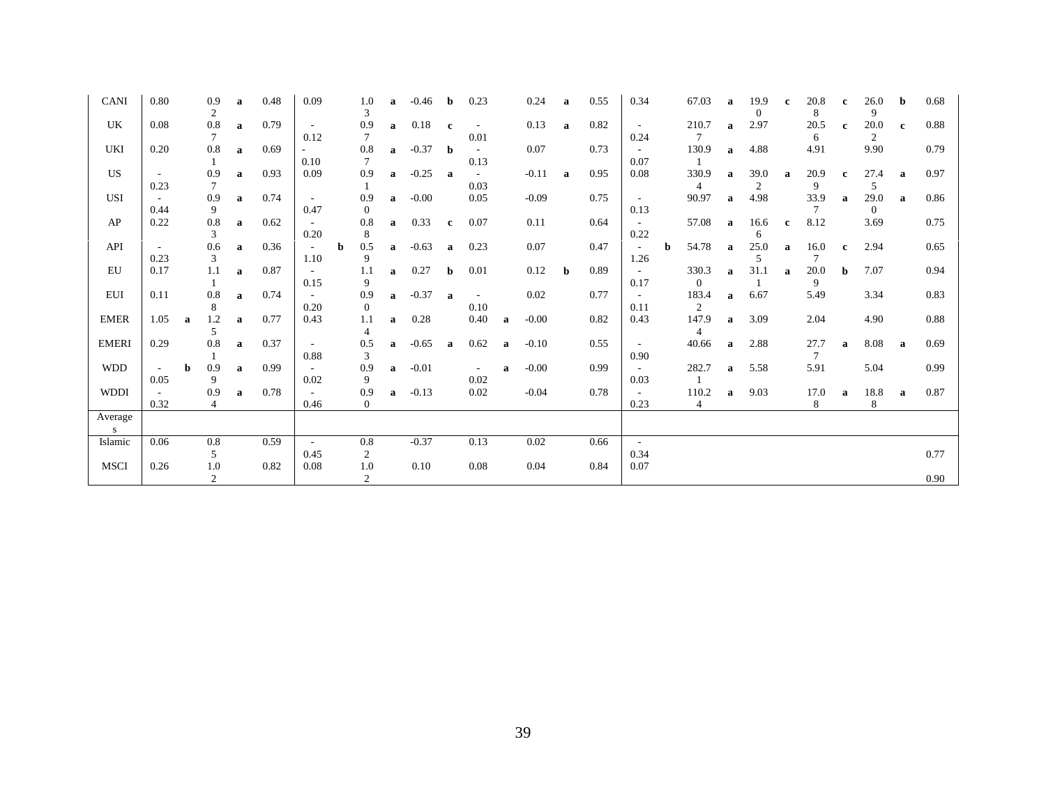| | | | | | | | | | | | | | | | | | | | | | | | | | | | |
|---|---|---|---|---|---|---|---|---|---|---|---|---|---|---|---|---|---|---|---|---|---|---|---|---|---|---|---|
| CANI | 0.80 | | 0.92 | a | 0.48 | 0.09 | | 1.03 | a | -0.46 | b | 0.23 | | 0.24 | a | 0.55 | 0.34 | | 67.03 | a | 19.90 | c | 20.88 | c | 26.09 | b | 0.68 |
| UK | 0.08 | | 0.87 | a | 0.79 | -0.12 | | 0.97 | a | 0.18 | c | -0.01 | | 0.13 | a | 0.82 | -0.24 | | 210.77 | a | 2.97 | | 20.56 | c | 20.02 | c | 0.88 |
| UKI | 0.20 | | 0.81 | a | 0.69 | -0.10 | | 0.87 | a | -0.37 | b | -0.13 | | 0.07 | | 0.73 | -0.07 | | 130.91 | a | 4.88 | | 4.91 | | 9.90 | | 0.79 |
| US | -0.23 | | 0.97 | a | 0.93 | 0.09 | | 0.91 | a | -0.25 | a | -0.03 | | -0.11 | a | 0.95 | 0.08 | | 330.94 | a | 39.02 | a | 20.99 | c | 27.45 | a | 0.97 |
| USI | -0.44 | | 0.99 | a | 0.74 | -0.47 | | 0.90 | a | -0.00 | | 0.05 | | -0.09 | | 0.75 | -0.13 | | 90.97 | a | 4.98 | | 33.97 | a | 29.00 | a | 0.86 |
| AP | 0.22 | | 0.83 | a | 0.62 | -0.20 | | 0.88 | a | 0.33 | c | 0.07 | | 0.11 | | 0.64 | -0.22 | | 57.08 | a | 16.66 | c | 8.12 | | 3.69 | | 0.75 |
| API | -0.23 | | 0.63 | a | 0.36 | -1.10 | b | 0.59 | a | -0.63 | a | 0.23 | | 0.07 | | 0.47 | -1.26 | b | 54.78 | a | 25.05 | a | 16.07 | c | 2.94 | | 0.65 |
| EU | 0.17 | | 1.11 | a | 0.87 | -0.15 | | 1.19 | a | 0.27 | b | 0.01 | | 0.12 | b | 0.89 | -0.17 | | 330.30 | a | 31.11 | a | 20.09 | b | 7.07 | | 0.94 |
| EUI | 0.11 | | 0.88 | a | 0.74 | -0.20 | | 0.90 | a | -0.37 | a | -0.10 | | 0.02 | | 0.77 | -0.11 | | 183.42 | a | 6.67 | | 5.49 | | 3.34 | | 0.83 |
| EMER | 1.05 | a | 1.25 | a | 0.77 | 0.43 | | 1.14 | a | 0.28 | | 0.40 | a | -0.00 | | 0.82 | 0.43 | | 147.94 | a | 3.09 | | 2.04 | | 4.90 | | 0.88 |
| EMERI | 0.29 | | 0.81 | a | 0.37 | -0.88 | | 0.53 | a | -0.65 | a | 0.62 | a | -0.10 | | 0.55 | -0.90 | | 40.66 | a | 2.88 | | 27.77 | a | 8.08 | a | 0.69 |
| WDD | -0.05 | b | 0.99 | a | 0.99 | -0.02 | | 0.99 | a | -0.01 | | -0.02 | a | -0.00 | | 0.99 | -0.03 | | 282.71 | a | 5.58 | | 5.91 | | 5.04 | | 0.99 |
| WDDI | -0.32 | | 0.94 | a | 0.78 | -0.46 | | 0.90 | a | -0.13 | | 0.02 | | -0.04 | | 0.78 | -0.23 | | 110.24 | a | 9.03 | | 17.08 | a | 18.88 | a | 0.87 |
| Averages | | | | | | | | | | | | | | | | | | | | | | | | | | | |
| Islamic | 0.06 | | 0.85 | | 0.59 | -0.45 | | 0.82 | | -0.37 | | 0.13 | | 0.02 | | 0.66 | -0.34 | | | | | | | | | | 0.77 |
| MSCI | 0.26 | | 1.02 | | 0.82 | 0.08 | | 1.02 | | 0.10 | | 0.08 | | 0.04 | | 0.84 | 0.07 | | | | | | | | | | 0.90 |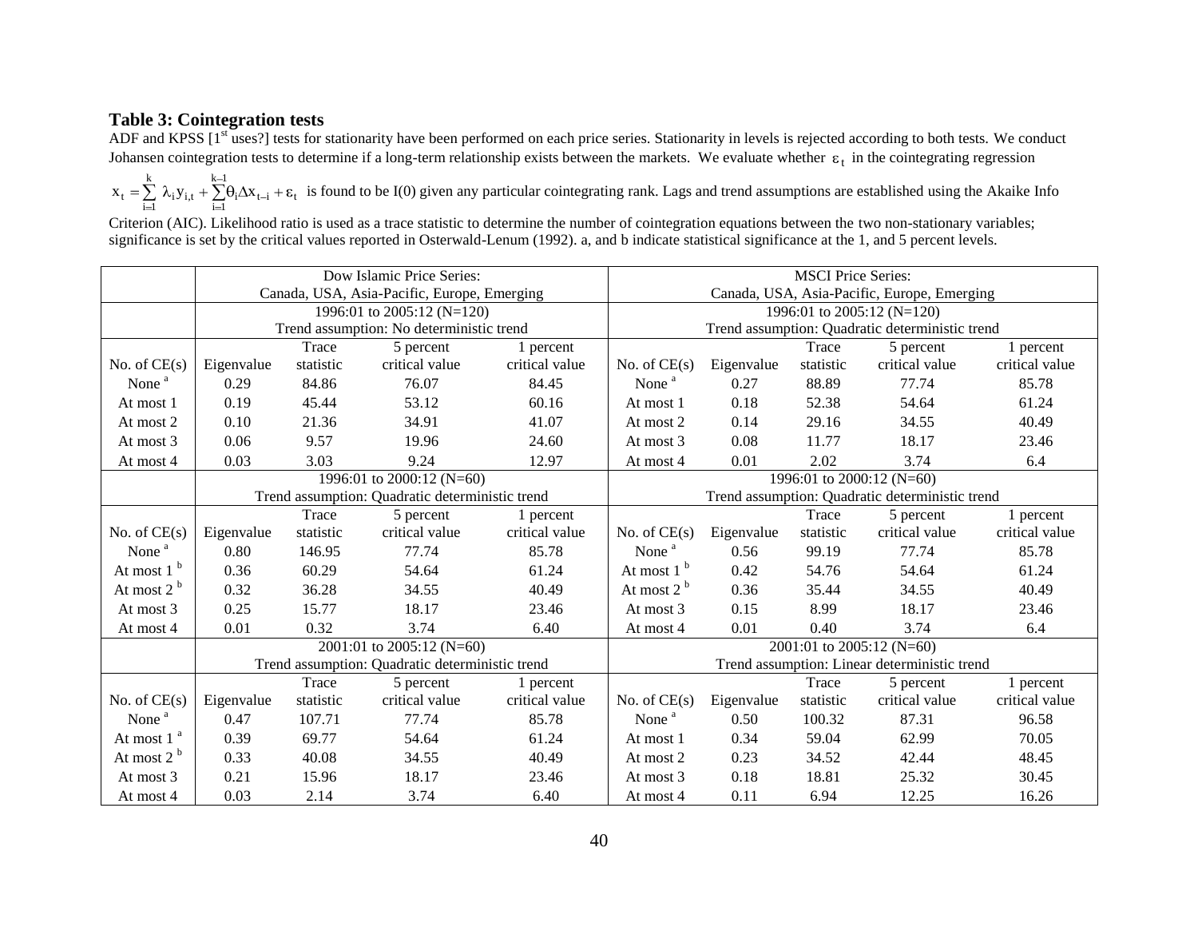**Table 3: Cointegration tests**

ADF and KPSS [1[st] uses?] tests for stationarity have been performed on each price series. Stationarity in levels is rejected according to both tests. We conduct Johansen cointegration tests to determine if a long-term relationship exists between the markets. We evaluate whether $\varepsilon_t$ in the cointegrating regression $x_t = \sum_{i=1}^{k} \lambda_i y_{i,t} + \sum_{i=1}^{k-1} \theta_i \Delta x_{t-i} + \varepsilon_t$ is found to be I(0) given any particular cointegrating rank. Lags and trend assumptions are established using the Akaike Info Criterion (AIC). Likelihood ratio is used as a trace statistic to determine the number of cointegration equations between the two non-stationary variables; significance is set by the critical values reported in Osterwald-Lenum (1992). a, and b indicate statistical significance at the 1, and 5 percent levels.

| | Dow Islamic Price Series: Canada, USA, Asia-Pacific, Europe, Emerging | | | | MSCI Price Series: Canada, USA, Asia-Pacific, Europe, Emerging | | | | |
|---|---|---|---|---|---|---|---|---|---|
| | 1996:01 to 2005:12 (N=120) Trend assumption: No deterministic trend | | | | 1996:01 to 2005:12 (N=120) Trend assumption: Quadratic deterministic trend | | | | |
| No. of CE(s) | Eigenvalue | Trace statistic | 5 percent critical value | 1 percent critical value | No. of CE(s) | Eigenvalue | Trace statistic | 5 percent critical value | 1 percent critical value |
| None [a] | 0.29 | 84.86 | 76.07 | 84.45 | None [a] | 0.27 | 88.89 | 77.74 | 85.78 |
| At most 1 | 0.19 | 45.44 | 53.12 | 60.16 | At most 1 | 0.18 | 52.38 | 54.64 | 61.24 |
| At most 2 | 0.10 | 21.36 | 34.91 | 41.07 | At most 2 | 0.14 | 29.16 | 34.55 | 40.49 |
| At most 3 | 0.06 | 9.57 | 19.96 | 24.60 | At most 3 | 0.08 | 11.77 | 18.17 | 23.46 |
| At most 4 | 0.03 | 3.03 | 9.24 | 12.97 | At most 4 | 0.01 | 2.02 | 3.74 | 6.4 |
| | 1996:01 to 2000:12 (N=60) Trend assumption: Quadratic deterministic trend | | | | 1996:01 to 2000:12 (N=60) Trend assumption: Quadratic deterministic trend | | | | |
| No. of CE(s) | Eigenvalue | Trace statistic | 5 percent critical value | 1 percent critical value | No. of CE(s) | Eigenvalue | Trace statistic | 5 percent critical value | 1 percent critical value |
| None [a] | 0.80 | 146.95 | 77.74 | 85.78 | None [a] | 0.56 | 99.19 | 77.74 | 85.78 |
| At most 1 [b] | 0.36 | 60.29 | 54.64 | 61.24 | At most 1 [b] | 0.42 | 54.76 | 54.64 | 61.24 |
| At most 2 [b] | 0.32 | 36.28 | 34.55 | 40.49 | At most 2 [b] | 0.36 | 35.44 | 34.55 | 40.49 |
| At most 3 | 0.25 | 15.77 | 18.17 | 23.46 | At most 3 | 0.15 | 8.99 | 18.17 | 23.46 |
| At most 4 | 0.01 | 0.32 | 3.74 | 6.40 | At most 4 | 0.01 | 0.40 | 3.74 | 6.4 |
| | 2001:01 to 2005:12 (N=60) Trend assumption: Quadratic deterministic trend | | | | 2001:01 to 2005:12 (N=60) Trend assumption: Linear deterministic trend | | | | |
| No. of CE(s) | Eigenvalue | Trace statistic | 5 percent critical value | 1 percent critical value | No. of CE(s) | Eigenvalue | Trace statistic | 5 percent critical value | 1 percent critical value |
| None [a] | 0.47 | 107.71 | 77.74 | 85.78 | None [a] | 0.50 | 100.32 | 87.31 | 96.58 |
| At most 1 [a] | 0.39 | 69.77 | 54.64 | 61.24 | At most 1 | 0.34 | 59.04 | 62.99 | 70.05 |
| At most 2 [b] | 0.33 | 40.08 | 34.55 | 40.49 | At most 2 | 0.23 | 34.52 | 42.44 | 48.45 |
| At most 3 | 0.21 | 15.96 | 18.17 | 23.46 | At most 3 | 0.18 | 18.81 | 25.32 | 30.45 |
| At most 4 | 0.03 | 2.14 | 3.74 | 6.40 | At most 4 | 0.11 | 6.94 | 12.25 | 16.26 |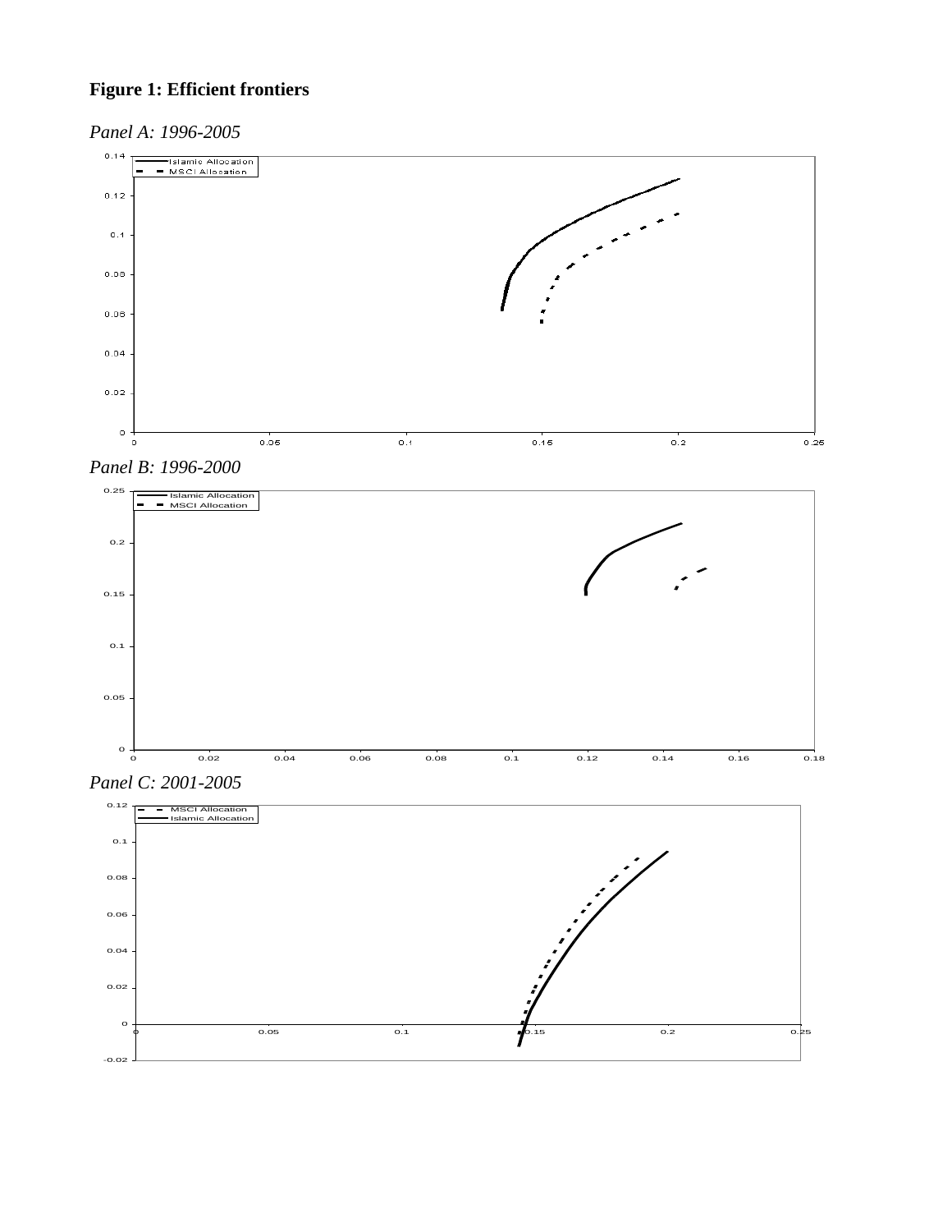**Figure 1: Efficient frontiers**

*Panel A: 1996-2005*

Islamic Allocation
MSCI Allocation

0.14
0.12
0.1
0.08
0.06
0.04
0.02
0

0 0.05 0.1 0.15 0.2 0.25

*Panel B: 1996-2000*

Islamic Allocation
MSCI Allocation

0.25
0.2
0.15
0.1
0.05
0

0 0.02 0.04 0.06 0.08 0.1 0.12 0.14 0.16 0.18

*Panel C: 2001-2005*

MSCI Allocation
Islamic Allocation

0.12
0.1
0.08
0.06
0.04
0.02
0
-0.02

0 0.05 0.1 0.15 0.2 0.25